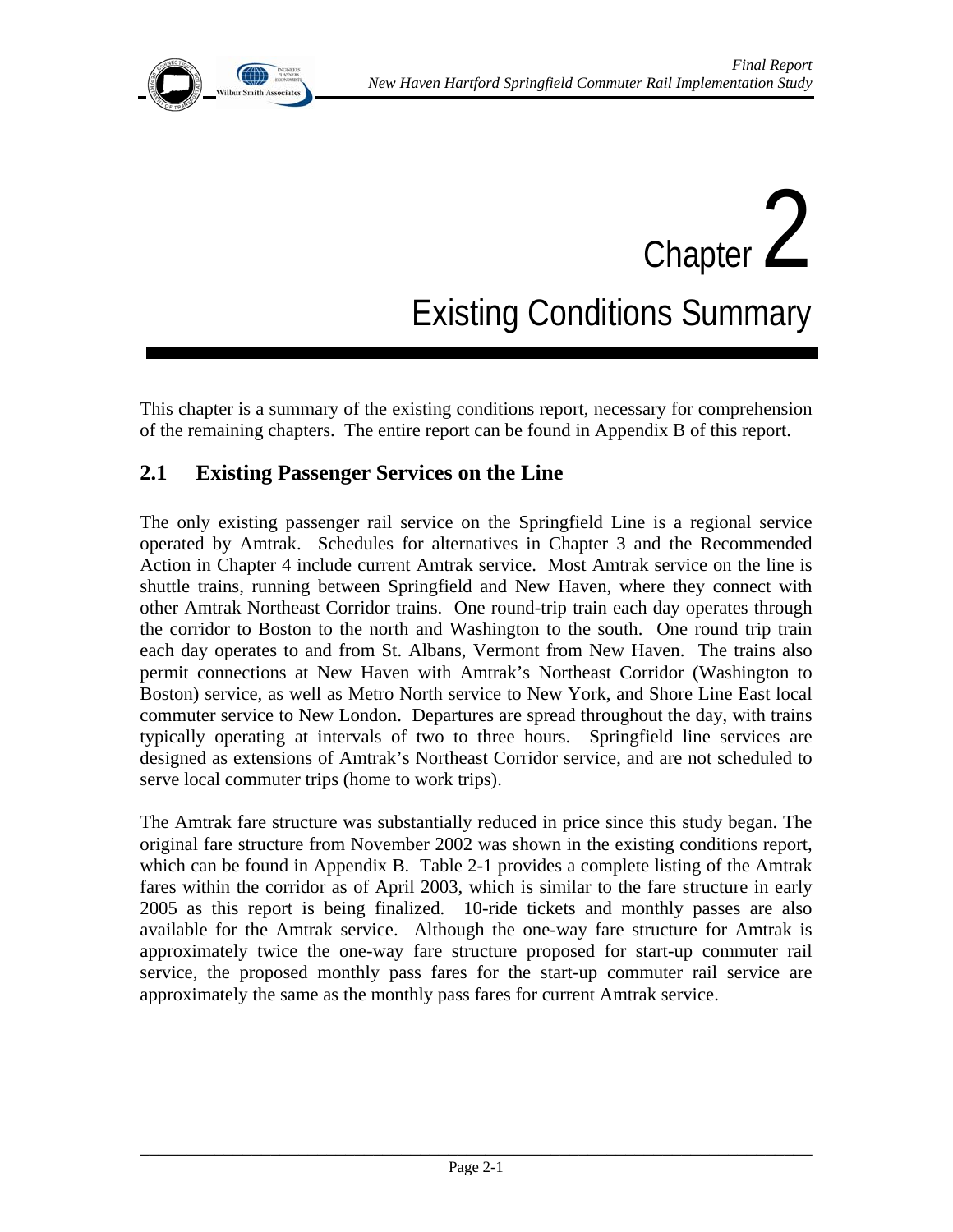# Chapter 2

# Existing Conditions Summary

This chapter is a summary of the existing conditions report, necessary for comprehension of the remaining chapters. The entire report can be found in Appendix B of this report.

## 2.1 Existing Passenger Services on the Line

The only existing passenger rail service on the Springfield Line is a regional service operated by Amtrak. Schedules for alternatives in Chapter 3 and the Recommended Action in Chapter 4 include current Amtrak service. Most Amtrak service on the line is shuttle trains, running between Springfield and New Haven, where they connect with other Amtrak Northeast Corridor trains. One round-trip train each day operates through the corridor to Boston to the north and Washington to the south. One round trip train each day operates to and from St. Albans, Vermont from New Haven. The trains also permit connections at New Haven with Amtrak's Northeast Corridor (Washington to Boston) service, as well as Metro North service to New York, and Shore Line East local commuter service to New London. Departures are spread throughout the day, with trains typically operating at intervals of two to three hours. Springfield line services are designed as extensions of Amtrak's Northeast Corridor service, and are not scheduled to serve local commuter trips (home to work trips).

The Amtrak fare structure was substantially reduced in price since this study began. The original fare structure from November 2002 was shown in the existing conditions report, which can be found in Appendix B. Table 2-1 provides a complete listing of the Amtrak fares within the corridor as of April 2003, which is similar to the fare structure in early 2005 as this report is being finalized. 10-ride tickets and monthly passes are also available for the Amtrak service. Although the one-way fare structure for Amtrak is approximately twice the one-way fare structure proposed for start-up commuter rail service, the proposed monthly pass fares for the start-up commuter rail service are approximately the same as the monthly pass fares for current Amtrak service.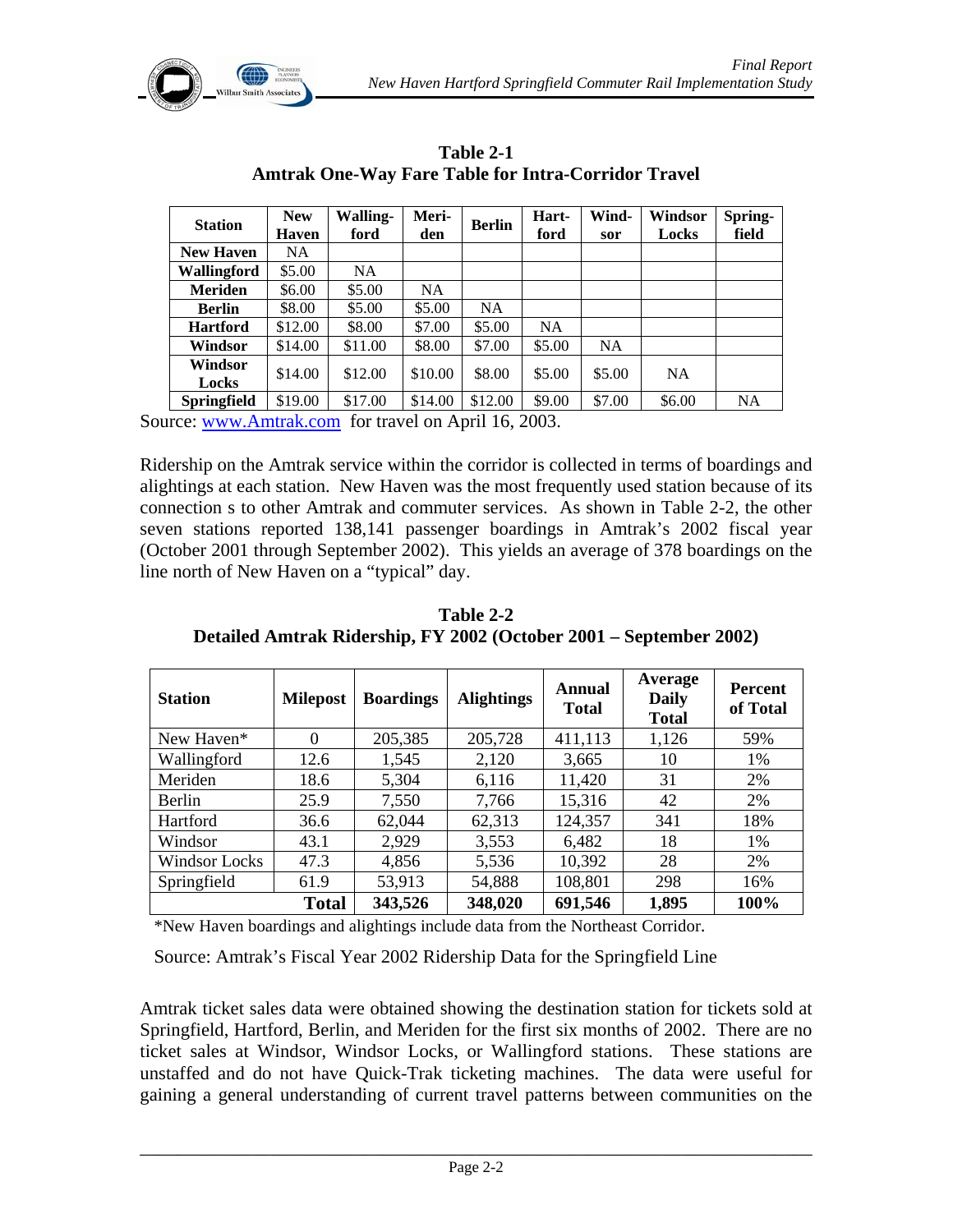**Table 2-1**
**Amtrak One-Way Fare Table for Intra-Corridor Travel**

| Station | New Haven | Walling-ford | Meri-den | Berlin | Hart-ford | Wind-sor | Windsor Locks | Spring-field |
|---|---|---|---|---|---|---|---|---|
| **New Haven** | NA | | | | | | | |
| **Wallingford** | $5.00 | NA | | | | | | |
| **Meriden** | $6.00 | $5.00 | NA | | | | | |
| **Berlin** | $8.00 | $5.00 | $5.00 | NA | | | | |
| **Hartford** | $12.00 | $8.00 | $7.00 | $5.00 | NA | | | |
| **Windsor** | $14.00 | $11.00 | $8.00 | $7.00 | $5.00 | NA | | |
| **Windsor Locks** | $14.00 | $12.00 | $10.00 | $8.00 | $5.00 | $5.00 | NA | |
| **Springfield** | $19.00 | $17.00 | $14.00 | $12.00 | $9.00 | $7.00 | $6.00 | NA |

Source: www.Amtrak.com for travel on April 16, 2003.

Ridership on the Amtrak service within the corridor is collected in terms of boardings and alightings at each station. New Haven was the most frequently used station because of its connection s to other Amtrak and commuter services. As shown in Table 2-2, the other seven stations reported 138,141 passenger boardings in Amtrak's 2002 fiscal year (October 2001 through September 2002). This yields an average of 378 boardings on the line north of New Haven on a "typical" day.

**Table 2-2**
**Detailed Amtrak Ridership, FY 2002 (October 2001 – September 2002)**

| Station | Milepost | Boardings | Alightings | Annual Total | Average Daily Total | Percent of Total |
|---|---|---|---|---|---|---|
| New Haven* | 0 | 205,385 | 205,728 | 411,113 | 1,126 | 59% |
| Wallingford | 12.6 | 1,545 | 2,120 | 3,665 | 10 | 1% |
| Meriden | 18.6 | 5,304 | 6,116 | 11,420 | 31 | 2% |
| Berlin | 25.9 | 7,550 | 7,766 | 15,316 | 42 | 2% |
| Hartford | 36.6 | 62,044 | 62,313 | 124,357 | 341 | 18% |
| Windsor | 43.1 | 2,929 | 3,553 | 6,482 | 18 | 1% |
| Windsor Locks | 47.3 | 4,856 | 5,536 | 10,392 | 28 | 2% |
| Springfield | 61.9 | 53,913 | 54,888 | 108,801 | 298 | 16% |
| | **Total** | **343,526** | **348,020** | **691,546** | **1,895** | **100%** |

*New Haven boardings and alightings include data from the Northeast Corridor.

Source: Amtrak's Fiscal Year 2002 Ridership Data for the Springfield Line

Amtrak ticket sales data were obtained showing the destination station for tickets sold at Springfield, Hartford, Berlin, and Meriden for the first six months of 2002. There are no ticket sales at Windsor, Windsor Locks, or Wallingford stations. These stations are unstaffed and do not have Quick-Trak ticketing machines. The data were useful for gaining a general understanding of current travel patterns between communities on the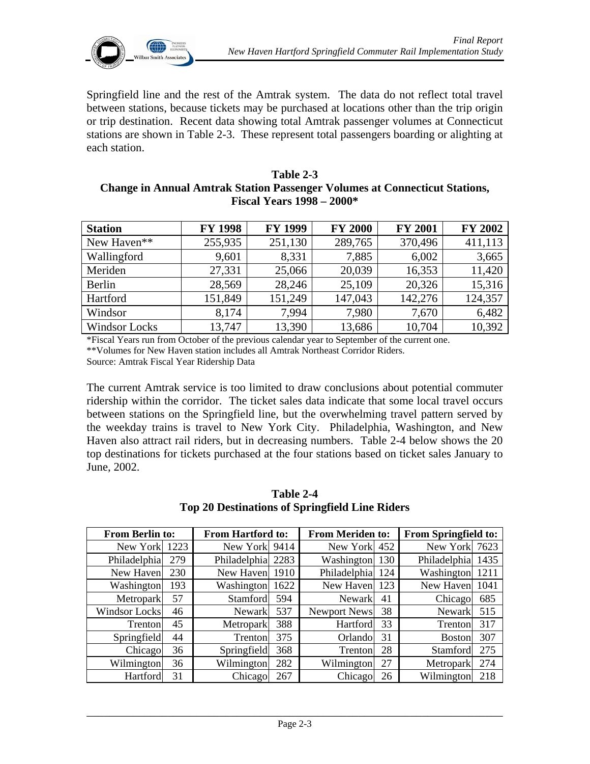Springfield line and the rest of the Amtrak system. The data do not reflect total travel between stations, because tickets may be purchased at locations other than the trip origin or trip destination. Recent data showing total Amtrak passenger volumes at Connecticut stations are shown in Table 2-3. These represent total passengers boarding or alighting at each station.

**Table 2-3**
**Change in Annual Amtrak Station Passenger Volumes at Connecticut Stations, Fiscal Years 1998 – 2000***

| Station | FY 1998 | FY 1999 | FY 2000 | FY 2001 | FY 2002 |
|---|---|---|---|---|---|
| New Haven** | 255,935 | 251,130 | 289,765 | 370,496 | 411,113 |
| Wallingford | 9,601 | 8,331 | 7,885 | 6,002 | 3,665 |
| Meriden | 27,331 | 25,066 | 20,039 | 16,353 | 11,420 |
| Berlin | 28,569 | 28,246 | 25,109 | 20,326 | 15,316 |
| Hartford | 151,849 | 151,249 | 147,043 | 142,276 | 124,357 |
| Windsor | 8,174 | 7,994 | 7,980 | 7,670 | 6,482 |
| Windsor Locks | 13,747 | 13,390 | 13,686 | 10,704 | 10,392 |

*Fiscal Years run from October of the previous calendar year to September of the current one.
**Volumes for New Haven station includes all Amtrak Northeast Corridor Riders.
Source: Amtrak Fiscal Year Ridership Data

The current Amtrak service is too limited to draw conclusions about potential commuter ridership within the corridor. The ticket sales data indicate that some local travel occurs between stations on the Springfield line, but the overwhelming travel pattern served by the weekday trains is travel to New York City. Philadelphia, Washington, and New Haven also attract rail riders, but in decreasing numbers. Table 2-4 below shows the 20 top destinations for tickets purchased at the four stations based on ticket sales January to June, 2002.

**Table 2-4**
**Top 20 Destinations of Springfield Line Riders**

| From Berlin to: | | From Hartford to: | | From Meriden to: | | From Springfield to: | |
|---|---|---|---|---|---|---|---|
| New York | 1223 | New York | 9414 | New York | 452 | New York | 7623 |
| Philadelphia | 279 | Philadelphia | 2283 | Washington | 130 | Philadelphia | 1435 |
| New Haven | 230 | New Haven | 1910 | Philadelphia | 124 | Washington | 1211 |
| Washington | 193 | Washington | 1622 | New Haven | 123 | New Haven | 1041 |
| Metropark | 57 | Stamford | 594 | Newark | 41 | Chicago | 685 |
| Windsor Locks | 46 | Newark | 537 | Newport News | 38 | Newark | 515 |
| Trenton | 45 | Metropark | 388 | Hartford | 33 | Trenton | 317 |
| Springfield | 44 | Trenton | 375 | Orlando | 31 | Boston | 307 |
| Chicago | 36 | Springfield | 368 | Trenton | 28 | Stamford | 275 |
| Wilmington | 36 | Wilmington | 282 | Wilmington | 27 | Metropark | 274 |
| Hartford | 31 | Chicago | 267 | Chicago | 26 | Wilmington | 218 |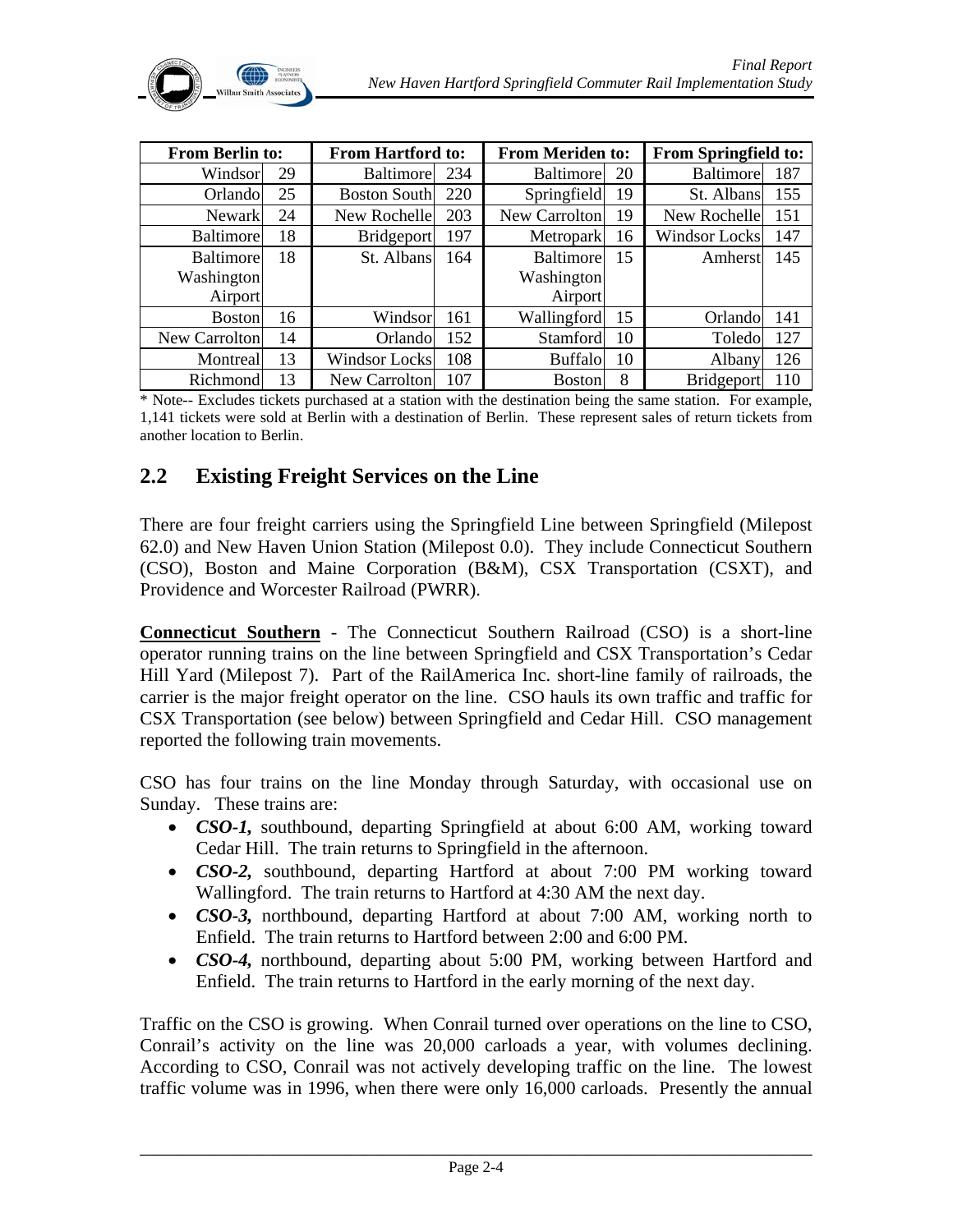| From Berlin to: | | From Hartford to: | | From Meriden to: | | From Springfield to: | |
|---|---|---|---|---|---|---|---|
| Windsor | 29 | Baltimore | 234 | Baltimore | 20 | Baltimore | 187 |
| Orlando | 25 | Boston South | 220 | Springfield | 19 | St. Albans | 155 |
| Newark | 24 | New Rochelle | 203 | New Carrolton | 19 | New Rochelle | 151 |
| Baltimore | 18 | Bridgeport | 197 | Metropark | 16 | Windsor Locks | 147 |
| Baltimore Washington Airport | 18 | St. Albans | 164 | Baltimore Washington Airport | 15 | Amherst | 145 |
| Boston | 16 | Windsor | 161 | Wallingford | 15 | Orlando | 141 |
| New Carrolton | 14 | Orlando | 152 | Stamford | 10 | Toledo | 127 |
| Montreal | 13 | Windsor Locks | 108 | Buffalo | 10 | Albany | 126 |
| Richmond | 13 | New Carrolton | 107 | Boston | 8 | Bridgeport | 110 |

* Note-- Excludes tickets purchased at a station with the destination being the same station. For example, 1,141 tickets were sold at Berlin with a destination of Berlin. These represent sales of return tickets from another location to Berlin.

## 2.2 Existing Freight Services on the Line

There are four freight carriers using the Springfield Line between Springfield (Milepost 62.0) and New Haven Union Station (Milepost 0.0). They include Connecticut Southern (CSO), Boston and Maine Corporation (B&M), CSX Transportation (CSXT), and Providence and Worcester Railroad (PWRR).

**Connecticut Southern** - The Connecticut Southern Railroad (CSO) is a short-line operator running trains on the line between Springfield and CSX Transportation's Cedar Hill Yard (Milepost 7). Part of the RailAmerica Inc. short-line family of railroads, the carrier is the major freight operator on the line. CSO hauls its own traffic and traffic for CSX Transportation (see below) between Springfield and Cedar Hill. CSO management reported the following train movements.

CSO has four trains on the line Monday through Saturday, with occasional use on Sunday. These trains are:

- ***CSO-1,*** southbound, departing Springfield at about 6:00 AM, working toward Cedar Hill. The train returns to Springfield in the afternoon.
- ***CSO-2,*** southbound, departing Hartford at about 7:00 PM working toward Wallingford. The train returns to Hartford at 4:30 AM the next day.
- ***CSO-3,*** northbound, departing Hartford at about 7:00 AM, working north to Enfield. The train returns to Hartford between 2:00 and 6:00 PM.
- ***CSO-4,*** northbound, departing about 5:00 PM, working between Hartford and Enfield. The train returns to Hartford in the early morning of the next day.

Traffic on the CSO is growing. When Conrail turned over operations on the line to CSO, Conrail's activity on the line was 20,000 carloads a year, with volumes declining. According to CSO, Conrail was not actively developing traffic on the line. The lowest traffic volume was in 1996, when there were only 16,000 carloads. Presently the annual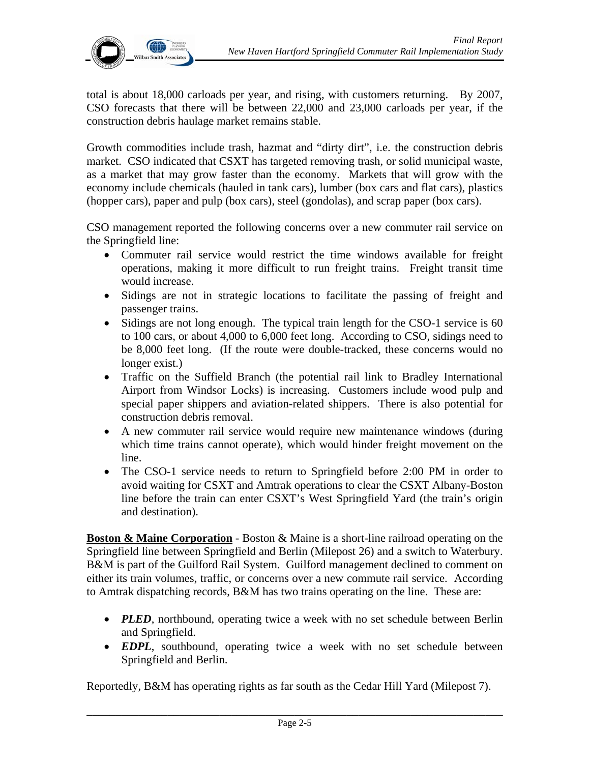total is about 18,000 carloads per year, and rising, with customers returning. By 2007, CSO forecasts that there will be between 22,000 and 23,000 carloads per year, if the construction debris haulage market remains stable.

Growth commodities include trash, hazmat and "dirty dirt", i.e. the construction debris market. CSO indicated that CSXT has targeted removing trash, or solid municipal waste, as a market that may grow faster than the economy. Markets that will grow with the economy include chemicals (hauled in tank cars), lumber (box cars and flat cars), plastics (hopper cars), paper and pulp (box cars), steel (gondolas), and scrap paper (box cars).

CSO management reported the following concerns over a new commuter rail service on the Springfield line:

- Commuter rail service would restrict the time windows available for freight operations, making it more difficult to run freight trains. Freight transit time would increase.
- Sidings are not in strategic locations to facilitate the passing of freight and passenger trains.
- Sidings are not long enough. The typical train length for the CSO-1 service is 60 to 100 cars, or about 4,000 to 6,000 feet long. According to CSO, sidings need to be 8,000 feet long. (If the route were double-tracked, these concerns would no longer exist.)
- Traffic on the Suffield Branch (the potential rail link to Bradley International Airport from Windsor Locks) is increasing. Customers include wood pulp and special paper shippers and aviation-related shippers. There is also potential for construction debris removal.
- A new commuter rail service would require new maintenance windows (during which time trains cannot operate), which would hinder freight movement on the line.
- The CSO-1 service needs to return to Springfield before 2:00 PM in order to avoid waiting for CSXT and Amtrak operations to clear the CSXT Albany-Boston line before the train can enter CSXT's West Springfield Yard (the train's origin and destination).

**Boston & Maine Corporation** - Boston & Maine is a short-line railroad operating on the Springfield line between Springfield and Berlin (Milepost 26) and a switch to Waterbury. B&M is part of the Guilford Rail System. Guilford management declined to comment on either its train volumes, traffic, or concerns over a new commute rail service. According to Amtrak dispatching records, B&M has two trains operating on the line. These are:

- ***PLED***, northbound, operating twice a week with no set schedule between Berlin and Springfield.
- ***EDPL***, southbound, operating twice a week with no set schedule between Springfield and Berlin.

Reportedly, B&M has operating rights as far south as the Cedar Hill Yard (Milepost 7).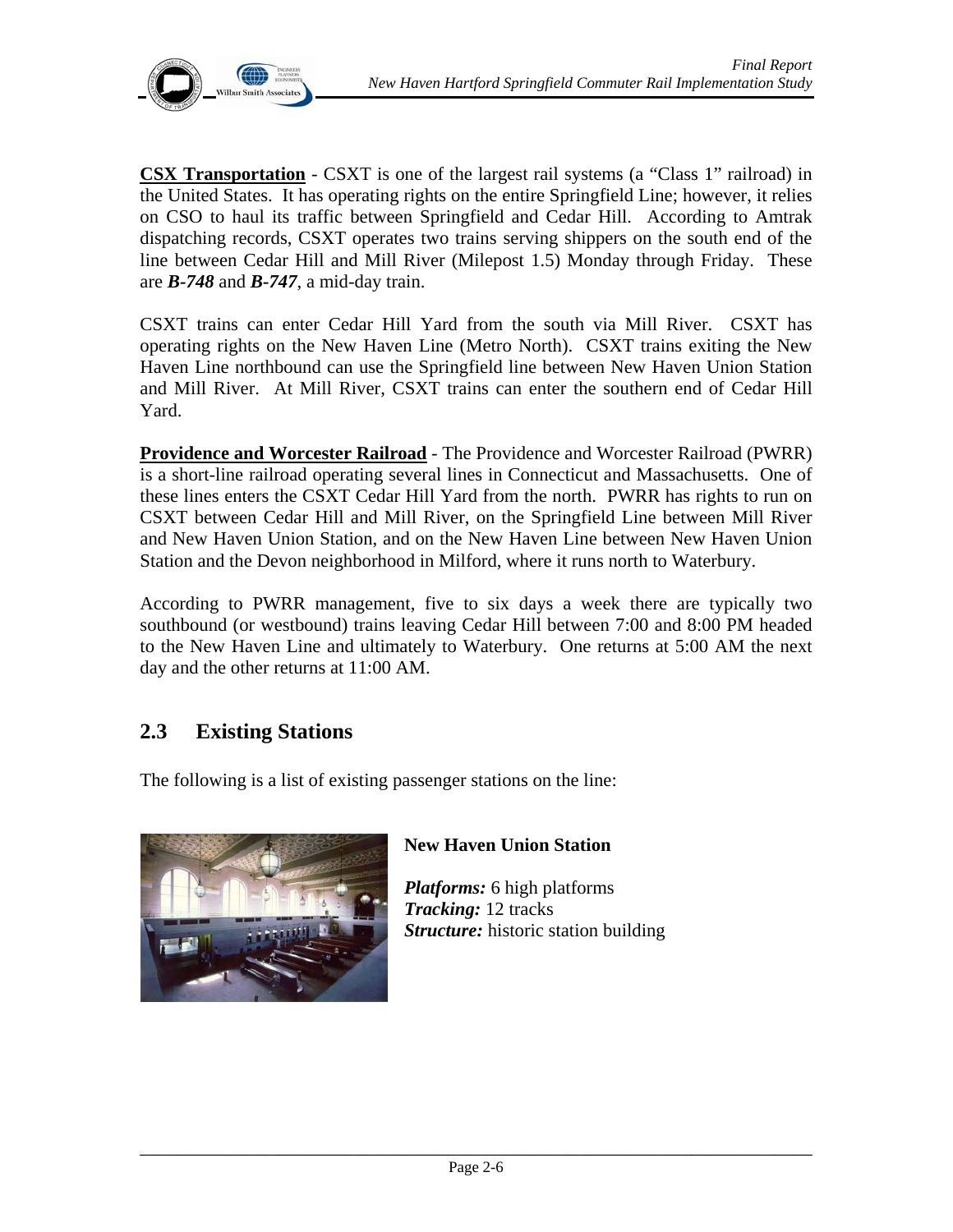**CSX Transportation** - CSXT is one of the largest rail systems (a "Class 1" railroad) in the United States. It has operating rights on the entire Springfield Line; however, it relies on CSO to haul its traffic between Springfield and Cedar Hill. According to Amtrak dispatching records, CSXT operates two trains serving shippers on the south end of the line between Cedar Hill and Mill River (Milepost 1.5) Monday through Friday. These are ***B-748*** and ***B-747***, a mid-day train.

CSXT trains can enter Cedar Hill Yard from the south via Mill River. CSXT has operating rights on the New Haven Line (Metro North). CSXT trains exiting the New Haven Line northbound can use the Springfield line between New Haven Union Station and Mill River. At Mill River, CSXT trains can enter the southern end of Cedar Hill Yard.

**Providence and Worcester Railroad** - The Providence and Worcester Railroad (PWRR) is a short-line railroad operating several lines in Connecticut and Massachusetts. One of these lines enters the CSXT Cedar Hill Yard from the north. PWRR has rights to run on CSXT between Cedar Hill and Mill River, on the Springfield Line between Mill River and New Haven Union Station, and on the New Haven Line between New Haven Union Station and the Devon neighborhood in Milford, where it runs north to Waterbury.

According to PWRR management, five to six days a week there are typically two southbound (or westbound) trains leaving Cedar Hill between 7:00 and 8:00 PM headed to the New Haven Line and ultimately to Waterbury. One returns at 5:00 AM the next day and the other returns at 11:00 AM.

## 2.3 Existing Stations

The following is a list of existing passenger stations on the line:

**New Haven Union Station**

***Platforms:*** 6 high platforms
***Tracking:*** 12 tracks
***Structure:*** historic station building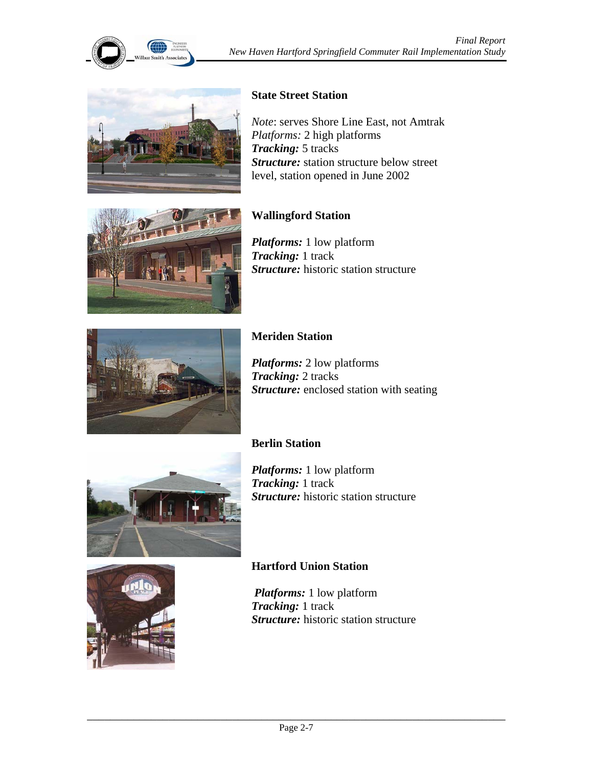**State Street Station**

*Note*: serves Shore Line East, not Amtrak
*Platforms:* 2 high platforms
***Tracking:*** 5 tracks
***Structure:*** station structure below street level, station opened in June 2002

**Wallingford Station**

***Platforms:*** 1 low platform
***Tracking:*** 1 track
***Structure:*** historic station structure

**Meriden Station**

***Platforms:*** 2 low platforms
***Tracking:*** 2 tracks
***Structure:*** enclosed station with seating

**Berlin Station**

***Platforms:*** 1 low platform
***Tracking:*** 1 track
***Structure:*** historic station structure

**Hartford Union Station**

***Platforms:*** 1 low platform
***Tracking:*** 1 track
***Structure:*** historic station structure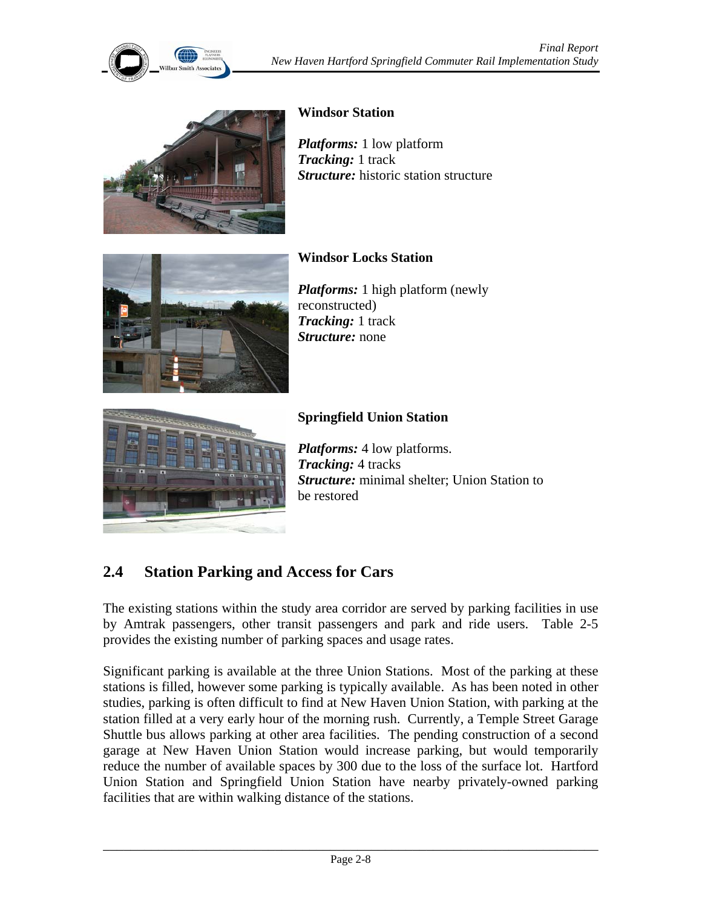**Windsor Station**

***Platforms:*** 1 low platform
***Tracking:*** 1 track
***Structure:*** historic station structure

**Windsor Locks Station**

***Platforms:*** 1 high platform (newly reconstructed)
***Tracking:*** 1 track
***Structure:*** none

**Springfield Union Station**

***Platforms:*** 4 low platforms.
***Tracking:*** 4 tracks
***Structure:*** minimal shelter; Union Station to be restored

## 2.4 Station Parking and Access for Cars

The existing stations within the study area corridor are served by parking facilities in use by Amtrak passengers, other transit passengers and park and ride users. Table 2-5 provides the existing number of parking spaces and usage rates.

Significant parking is available at the three Union Stations. Most of the parking at these stations is filled, however some parking is typically available. As has been noted in other studies, parking is often difficult to find at New Haven Union Station, with parking at the station filled at a very early hour of the morning rush. Currently, a Temple Street Garage Shuttle bus allows parking at other area facilities. The pending construction of a second garage at New Haven Union Station would increase parking, but would temporarily reduce the number of available spaces by 300 due to the loss of the surface lot. Hartford Union Station and Springfield Union Station have nearby privately-owned parking facilities that are within walking distance of the stations.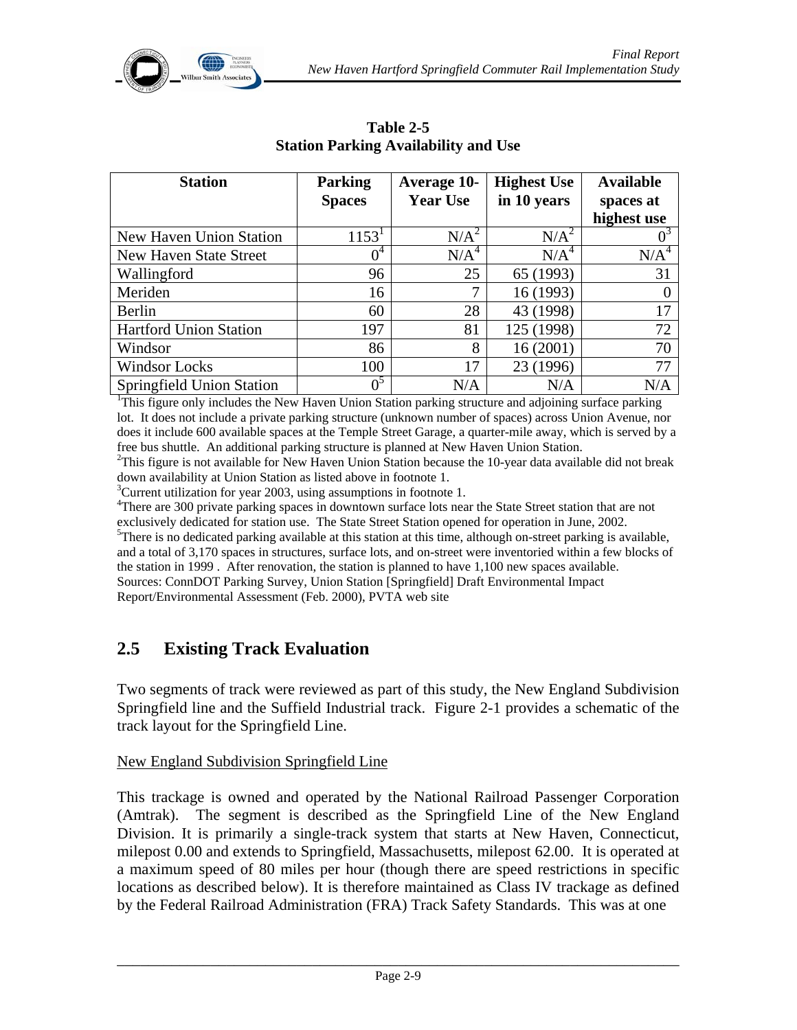**Table 2-5**
**Station Parking Availability and Use**

| Station | Parking Spaces | Average 10-Year Use | Highest Use in 10 years | Available spaces at highest use |
|---|---|---|---|---|
| New Haven Union Station | 1153[1] | N/A[2] | N/A[2] | 0[3] |
| New Haven State Street | 0[4] | N/A[4] | N/A[4] | N/A[4] |
| Wallingford | 96 | 25 | 65 (1993) | 31 |
| Meriden | 16 | 7 | 16 (1993) | 0 |
| Berlin | 60 | 28 | 43 (1998) | 17 |
| Hartford Union Station | 197 | 81 | 125 (1998) | 72 |
| Windsor | 86 | 8 | 16 (2001) | 70 |
| Windsor Locks | 100 | 17 | 23 (1996) | 77 |
| Springfield Union Station | 0[5] | N/A | N/A | N/A |

[1]This figure only includes the New Haven Union Station parking structure and adjoining surface parking lot. It does not include a private parking structure (unknown number of spaces) across Union Avenue, nor does it include 600 available spaces at the Temple Street Garage, a quarter-mile away, which is served by a free bus shuttle. An additional parking structure is planned at New Haven Union Station.
[2]This figure is not available for New Haven Union Station because the 10-year data available did not break down availability at Union Station as listed above in footnote 1.
[3]Current utilization for year 2003, using assumptions in footnote 1.
[4]There are 300 private parking spaces in downtown surface lots near the State Street station that are not exclusively dedicated for station use. The State Street Station opened for operation in June, 2002.
[5]There is no dedicated parking available at this station at this time, although on-street parking is available, and a total of 3,170 spaces in structures, surface lots, and on-street were inventoried within a few blocks of the station in 1999 . After renovation, the station is planned to have 1,100 new spaces available.
Sources: ConnDOT Parking Survey, Union Station [Springfield] Draft Environmental Impact Report/Environmental Assessment (Feb. 2000), PVTA web site

## 2.5 Existing Track Evaluation

Two segments of track were reviewed as part of this study, the New England Subdivision Springfield line and the Suffield Industrial track. Figure 2-1 provides a schematic of the track layout for the Springfield Line.

New England Subdivision Springfield Line

This trackage is owned and operated by the National Railroad Passenger Corporation (Amtrak). The segment is described as the Springfield Line of the New England Division. It is primarily a single-track system that starts at New Haven, Connecticut, milepost 0.00 and extends to Springfield, Massachusetts, milepost 62.00. It is operated at a maximum speed of 80 miles per hour (though there are speed restrictions in specific locations as described below). It is therefore maintained as Class IV trackage as defined by the Federal Railroad Administration (FRA) Track Safety Standards. This was at one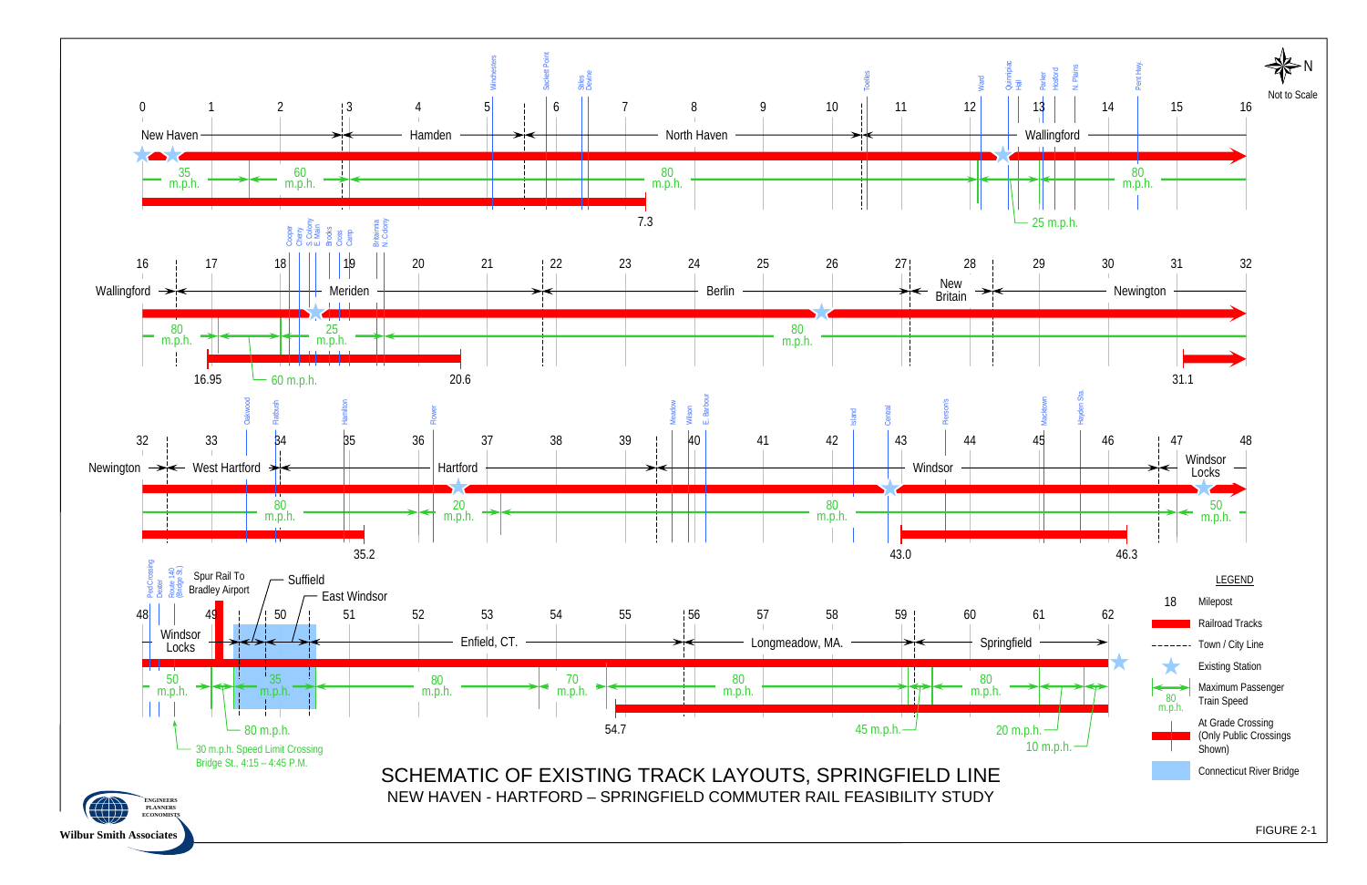# SCHEMATIC OF EXISTING TRACK LAYOUTS, SPRINGFIELD LINE

NEW HAVEN - HARTFORD – SPRINGFIELD COMMUTER RAIL FEASIBILITY STUDY

FIGURE 2-1

Not to Scale

**Segment 1 (Milepost 0–16)**

Towns: New Haven, Hamden, North Haven, Wallingford

Crossings: Winchesters, Sackett Point, Stiles, Devine, Toelles, Ward, Quinnipiac Hill, Parker, Hosford, N. Plains, Pent Hwy.

Speeds: 35 m.p.h., 60 m.p.h., 80 m.p.h., 25 m.p.h., 80 m.p.h.

Double track to 7.3

**Segment 2 (Milepost 16–32)**

Towns: Wallingford, Meriden, Berlin, New Britain, Newington

Crossings: Cooper, Cherry, S. Colony, E. Main, Brooks, Cross, Camp, Britannia, N. Colony

Speeds: 80 m.p.h., 60 m.p.h., 25 m.p.h., 80 m.p.h.

Double track 16.95 – 20.6; 31.1

**Segment 3 (Milepost 32–48)**

Towns: Newington, West Hartford, Hartford, Windsor, Windsor Locks

Crossings: Oakwood, Flatbush, Hamilton, Flower, Meadow, Wilson, E. Barbour, Island, Central, Piersons, Macktown, Hayden Sta.

Speeds: 80 m.p.h., 20 m.p.h., 80 m.p.h., 50 m.p.h.

Double track to 35.2; 43.0 – 46.3

**Segment 4 (Milepost 48–62)**

Towns: Windsor Locks, Suffield, East Windsor, Enfield, CT., Longmeadow, MA., Springfield

Crossings: Ped Crossing, Dexter, Route 140 (Bridge St.)

Spur Rail To Bradley Airport

Speeds: 50 m.p.h., 80 m.p.h., 35 m.p.h., 80 m.p.h., 70 m.p.h., 80 m.p.h., 45 m.p.h., 80 m.p.h., 20 m.p.h., 10 m.p.h.

30 m.p.h. Speed Limit Crossing Bridge St., 4:15 – 4:45 P.M.

Double track 54.7 – 62

**LEGEND**

- 18 — Milepost
- Railroad Tracks
- Town / City Line
- Existing Station
- Maximum Passenger Train Speed
- At Grade Crossing (Only Public Crossings Shown)
- Connecticut River Bridge

Wilbur Smith Associates — ENGINEERS PLANNERS ECONOMISTS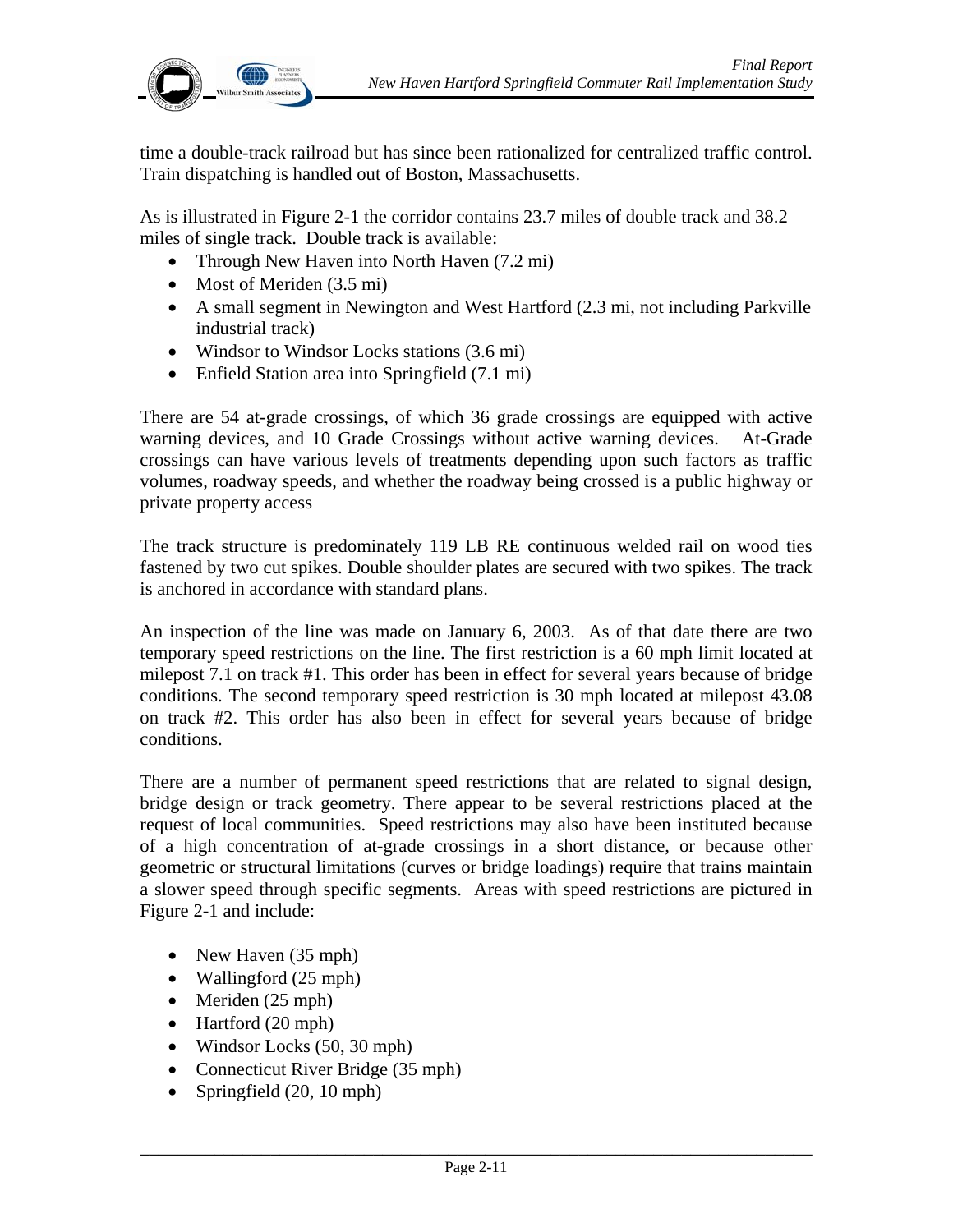time a double-track railroad but has since been rationalized for centralized traffic control. Train dispatching is handled out of Boston, Massachusetts.

As is illustrated in Figure 2-1 the corridor contains 23.7 miles of double track and 38.2 miles of single track. Double track is available:

- Through New Haven into North Haven (7.2 mi)
- Most of Meriden (3.5 mi)
- A small segment in Newington and West Hartford (2.3 mi, not including Parkville industrial track)
- Windsor to Windsor Locks stations (3.6 mi)
- Enfield Station area into Springfield (7.1 mi)

There are 54 at-grade crossings, of which 36 grade crossings are equipped with active warning devices, and 10 Grade Crossings without active warning devices. At-Grade crossings can have various levels of treatments depending upon such factors as traffic volumes, roadway speeds, and whether the roadway being crossed is a public highway or private property access

The track structure is predominately 119 LB RE continuous welded rail on wood ties fastened by two cut spikes. Double shoulder plates are secured with two spikes. The track is anchored in accordance with standard plans.

An inspection of the line was made on January 6, 2003. As of that date there are two temporary speed restrictions on the line. The first restriction is a 60 mph limit located at milepost 7.1 on track #1. This order has been in effect for several years because of bridge conditions. The second temporary speed restriction is 30 mph located at milepost 43.08 on track #2. This order has also been in effect for several years because of bridge conditions.

There are a number of permanent speed restrictions that are related to signal design, bridge design or track geometry. There appear to be several restrictions placed at the request of local communities. Speed restrictions may also have been instituted because of a high concentration of at-grade crossings in a short distance, or because other geometric or structural limitations (curves or bridge loadings) require that trains maintain a slower speed through specific segments. Areas with speed restrictions are pictured in Figure 2-1 and include:

- New Haven (35 mph)
- Wallingford (25 mph)
- Meriden (25 mph)
- Hartford (20 mph)
- Windsor Locks (50, 30 mph)
- Connecticut River Bridge (35 mph)
- Springfield (20, 10 mph)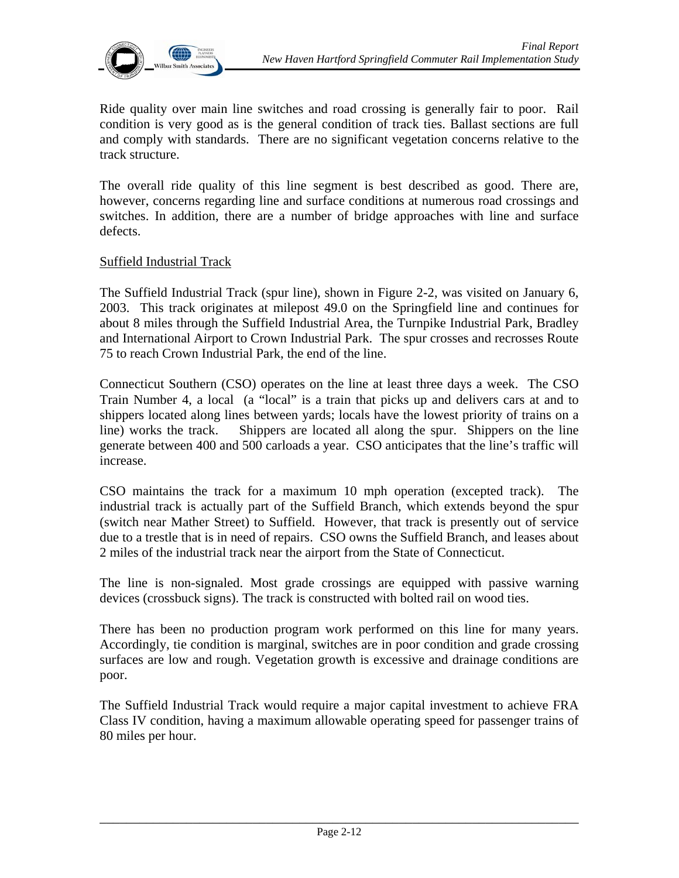Ride quality over main line switches and road crossing is generally fair to poor. Rail condition is very good as is the general condition of track ties. Ballast sections are full and comply with standards. There are no significant vegetation concerns relative to the track structure.

The overall ride quality of this line segment is best described as good. There are, however, concerns regarding line and surface conditions at numerous road crossings and switches. In addition, there are a number of bridge approaches with line and surface defects.

Suffield Industrial Track

The Suffield Industrial Track (spur line), shown in Figure 2-2, was visited on January 6, 2003. This track originates at milepost 49.0 on the Springfield line and continues for about 8 miles through the Suffield Industrial Area, the Turnpike Industrial Park, Bradley and International Airport to Crown Industrial Park. The spur crosses and recrosses Route 75 to reach Crown Industrial Park, the end of the line.

Connecticut Southern (CSO) operates on the line at least three days a week. The CSO Train Number 4, a local (a "local" is a train that picks up and delivers cars at and to shippers located along lines between yards; locals have the lowest priority of trains on a line) works the track. Shippers are located all along the spur. Shippers on the line generate between 400 and 500 carloads a year. CSO anticipates that the line's traffic will increase.

CSO maintains the track for a maximum 10 mph operation (excepted track). The industrial track is actually part of the Suffield Branch, which extends beyond the spur (switch near Mather Street) to Suffield. However, that track is presently out of service due to a trestle that is in need of repairs. CSO owns the Suffield Branch, and leases about 2 miles of the industrial track near the airport from the State of Connecticut.

The line is non-signaled. Most grade crossings are equipped with passive warning devices (crossbuck signs). The track is constructed with bolted rail on wood ties.

There has been no production program work performed on this line for many years. Accordingly, tie condition is marginal, switches are in poor condition and grade crossing surfaces are low and rough. Vegetation growth is excessive and drainage conditions are poor.

The Suffield Industrial Track would require a major capital investment to achieve FRA Class IV condition, having a maximum allowable operating speed for passenger trains of 80 miles per hour.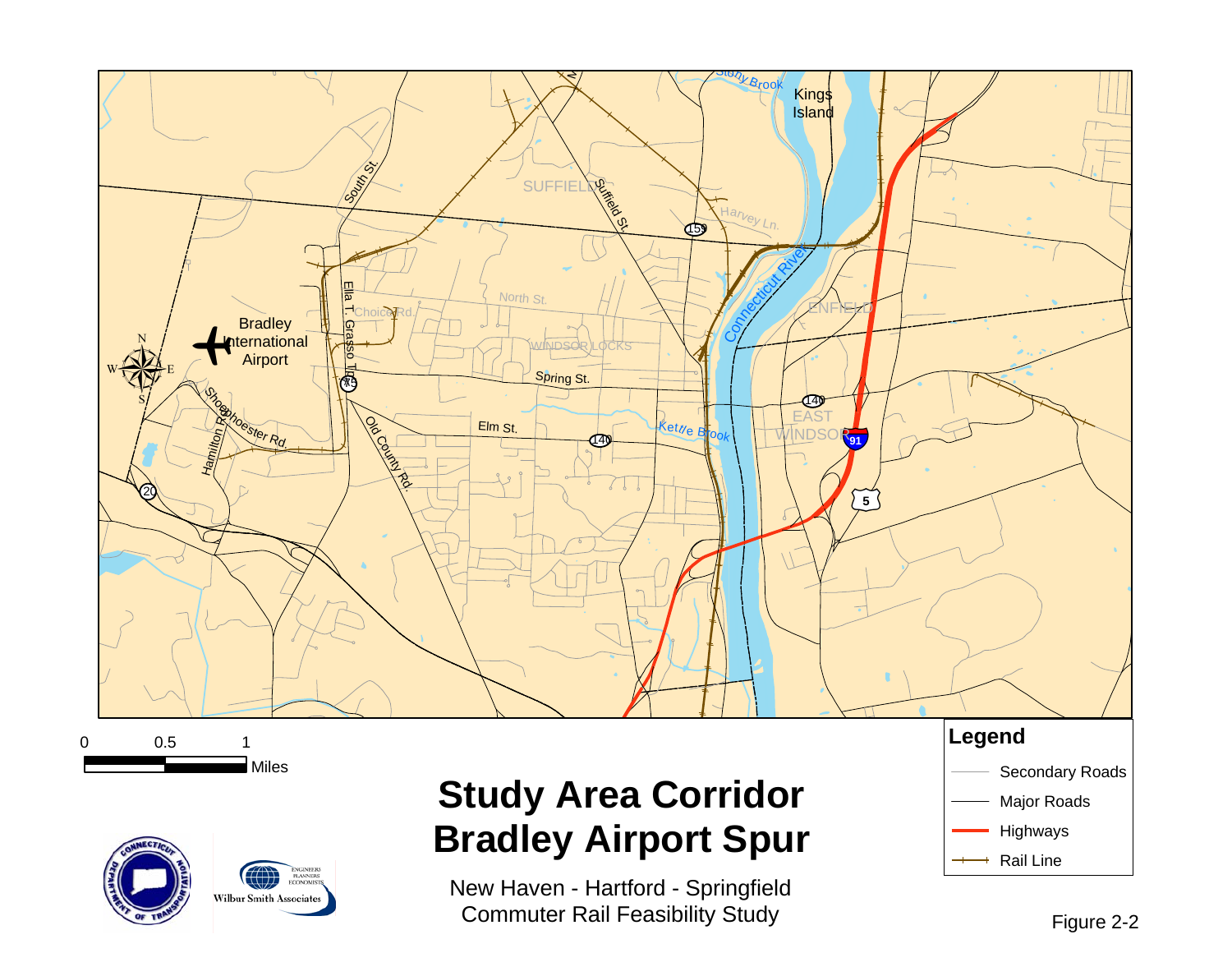# Study Area Corridor
# Bradley Airport Spur

New Haven - Hartford - Springfield
Commuter Rail Feasibility Study

Figure 2-2

**Legend**

- Secondary Roads
- Major Roads
- Highways
- Rail Line

0 0.5 1 Miles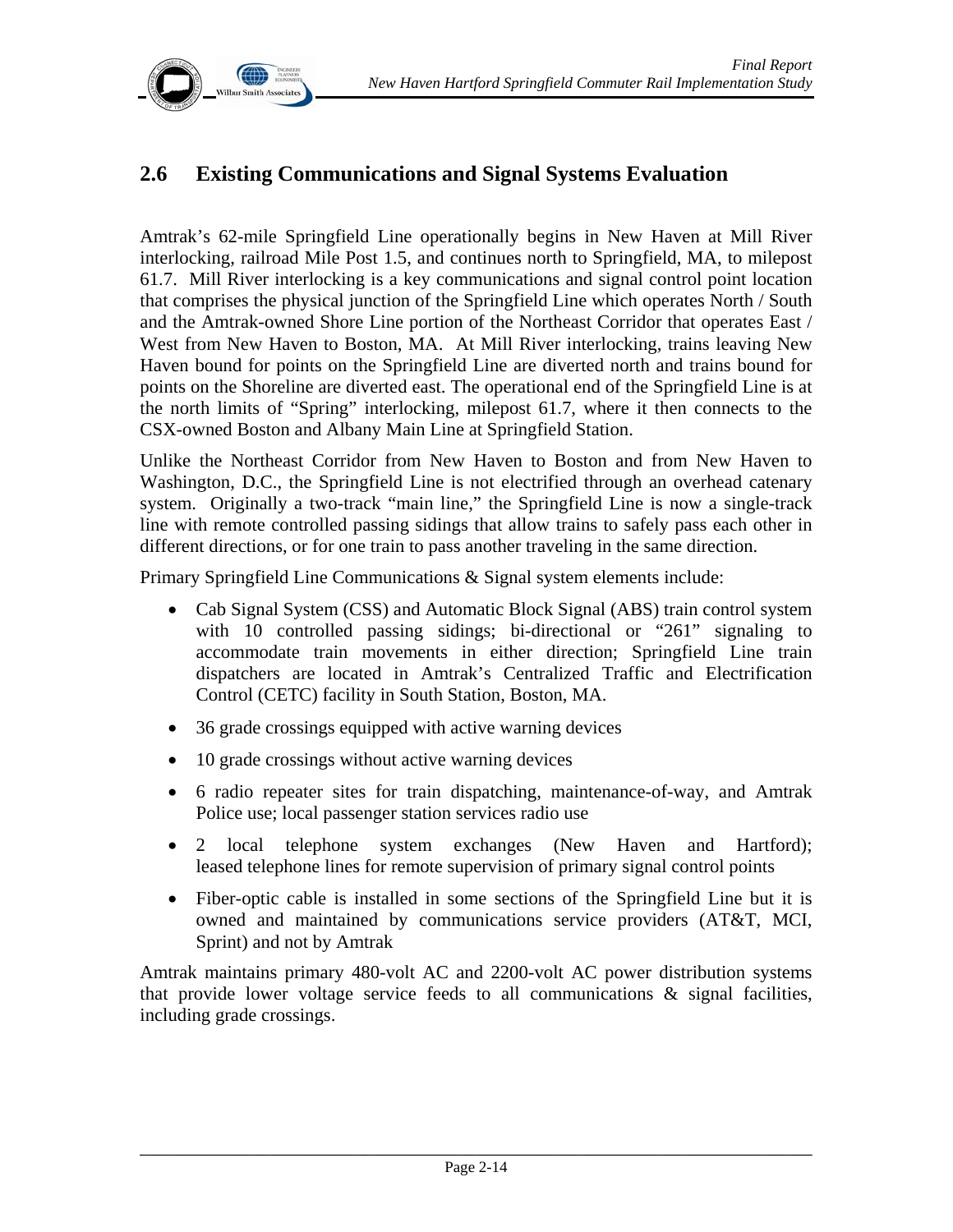## 2.6 Existing Communications and Signal Systems Evaluation

Amtrak's 62-mile Springfield Line operationally begins in New Haven at Mill River interlocking, railroad Mile Post 1.5, and continues north to Springfield, MA, to milepost 61.7. Mill River interlocking is a key communications and signal control point location that comprises the physical junction of the Springfield Line which operates North / South and the Amtrak-owned Shore Line portion of the Northeast Corridor that operates East / West from New Haven to Boston, MA. At Mill River interlocking, trains leaving New Haven bound for points on the Springfield Line are diverted north and trains bound for points on the Shoreline are diverted east. The operational end of the Springfield Line is at the north limits of "Spring" interlocking, milepost 61.7, where it then connects to the CSX-owned Boston and Albany Main Line at Springfield Station.

Unlike the Northeast Corridor from New Haven to Boston and from New Haven to Washington, D.C., the Springfield Line is not electrified through an overhead catenary system. Originally a two-track "main line," the Springfield Line is now a single-track line with remote controlled passing sidings that allow trains to safely pass each other in different directions, or for one train to pass another traveling in the same direction.

Primary Springfield Line Communications & Signal system elements include:

- Cab Signal System (CSS) and Automatic Block Signal (ABS) train control system with 10 controlled passing sidings; bi-directional or "261" signaling to accommodate train movements in either direction; Springfield Line train dispatchers are located in Amtrak's Centralized Traffic and Electrification Control (CETC) facility in South Station, Boston, MA.
- 36 grade crossings equipped with active warning devices
- 10 grade crossings without active warning devices
- 6 radio repeater sites for train dispatching, maintenance-of-way, and Amtrak Police use; local passenger station services radio use
- 2 local telephone system exchanges (New Haven and Hartford); leased telephone lines for remote supervision of primary signal control points
- Fiber-optic cable is installed in some sections of the Springfield Line but it is owned and maintained by communications service providers (AT&T, MCI, Sprint) and not by Amtrak

Amtrak maintains primary 480-volt AC and 2200-volt AC power distribution systems that provide lower voltage service feeds to all communications & signal facilities, including grade crossings.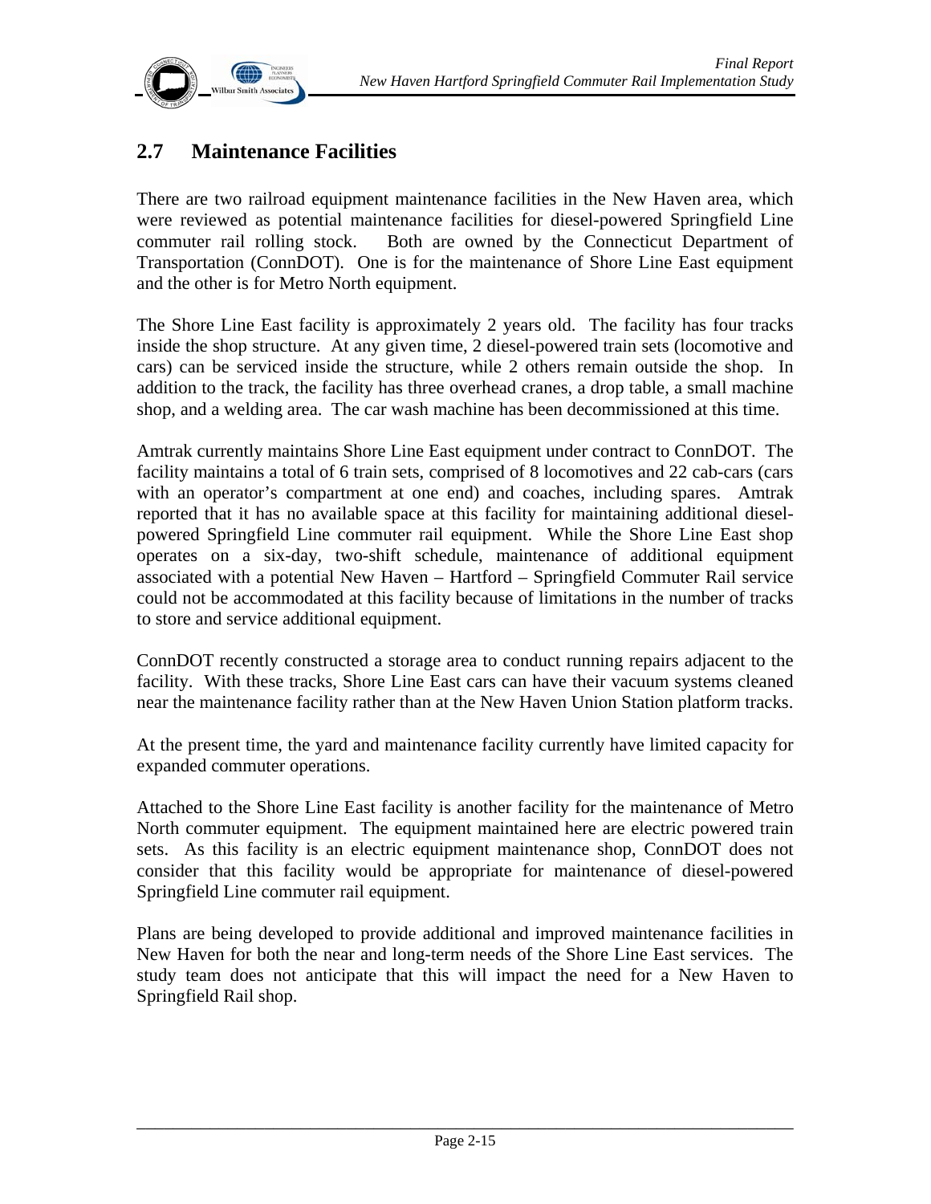## 2.7 Maintenance Facilities

There are two railroad equipment maintenance facilities in the New Haven area, which were reviewed as potential maintenance facilities for diesel-powered Springfield Line commuter rail rolling stock. Both are owned by the Connecticut Department of Transportation (ConnDOT). One is for the maintenance of Shore Line East equipment and the other is for Metro North equipment.

The Shore Line East facility is approximately 2 years old. The facility has four tracks inside the shop structure. At any given time, 2 diesel-powered train sets (locomotive and cars) can be serviced inside the structure, while 2 others remain outside the shop. In addition to the track, the facility has three overhead cranes, a drop table, a small machine shop, and a welding area. The car wash machine has been decommissioned at this time.

Amtrak currently maintains Shore Line East equipment under contract to ConnDOT. The facility maintains a total of 6 train sets, comprised of 8 locomotives and 22 cab-cars (cars with an operator's compartment at one end) and coaches, including spares. Amtrak reported that it has no available space at this facility for maintaining additional diesel-powered Springfield Line commuter rail equipment. While the Shore Line East shop operates on a six-day, two-shift schedule, maintenance of additional equipment associated with a potential New Haven – Hartford – Springfield Commuter Rail service could not be accommodated at this facility because of limitations in the number of tracks to store and service additional equipment.

ConnDOT recently constructed a storage area to conduct running repairs adjacent to the facility. With these tracks, Shore Line East cars can have their vacuum systems cleaned near the maintenance facility rather than at the New Haven Union Station platform tracks.

At the present time, the yard and maintenance facility currently have limited capacity for expanded commuter operations.

Attached to the Shore Line East facility is another facility for the maintenance of Metro North commuter equipment. The equipment maintained here are electric powered train sets. As this facility is an electric equipment maintenance shop, ConnDOT does not consider that this facility would be appropriate for maintenance of diesel-powered Springfield Line commuter rail equipment.

Plans are being developed to provide additional and improved maintenance facilities in New Haven for both the near and long-term needs of the Shore Line East services. The study team does not anticipate that this will impact the need for a New Haven to Springfield Rail shop.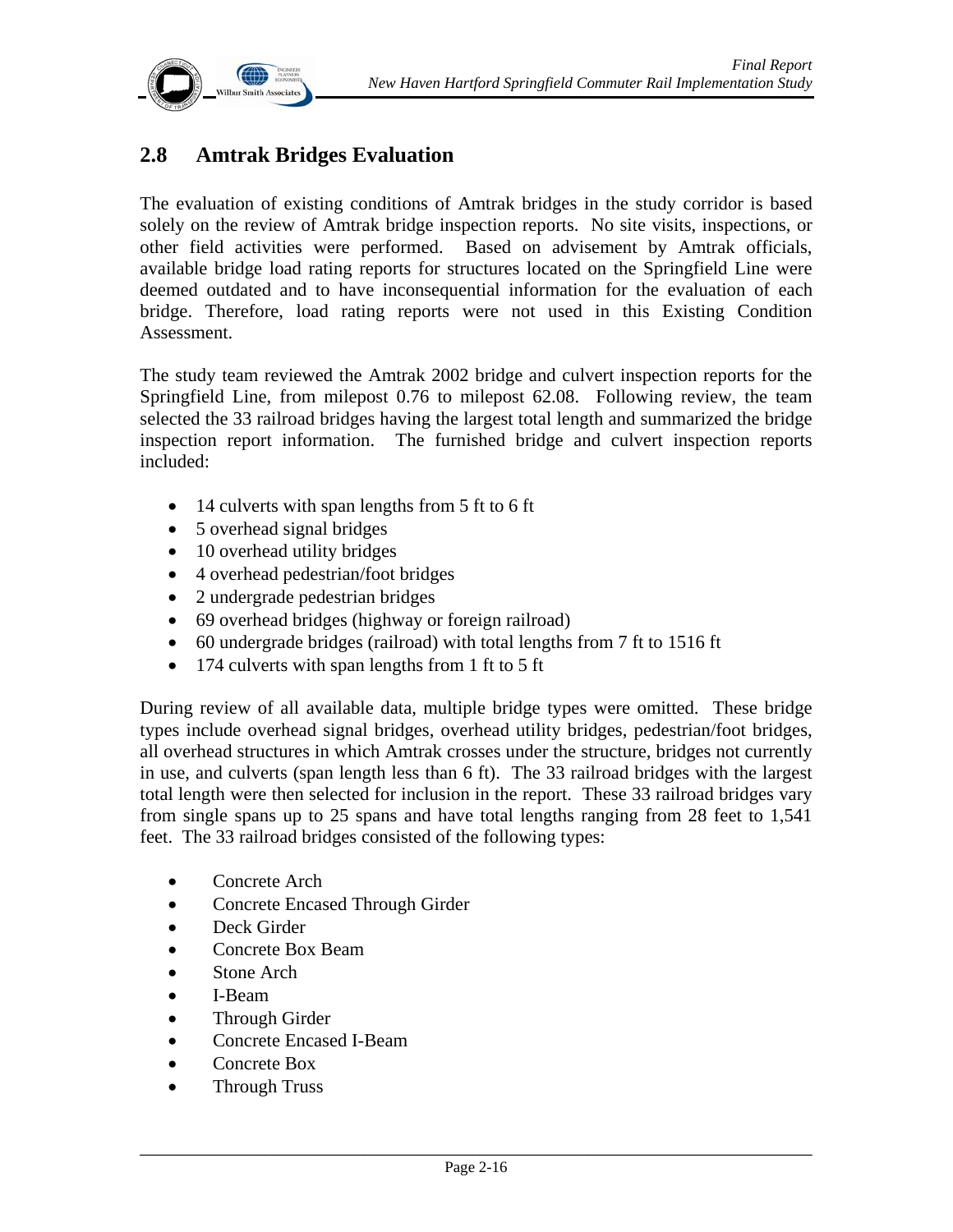## 2.8 Amtrak Bridges Evaluation

The evaluation of existing conditions of Amtrak bridges in the study corridor is based solely on the review of Amtrak bridge inspection reports. No site visits, inspections, or other field activities were performed. Based on advisement by Amtrak officials, available bridge load rating reports for structures located on the Springfield Line were deemed outdated and to have inconsequential information for the evaluation of each bridge. Therefore, load rating reports were not used in this Existing Condition Assessment.

The study team reviewed the Amtrak 2002 bridge and culvert inspection reports for the Springfield Line, from milepost 0.76 to milepost 62.08. Following review, the team selected the 33 railroad bridges having the largest total length and summarized the bridge inspection report information. The furnished bridge and culvert inspection reports included:

- 14 culverts with span lengths from 5 ft to 6 ft
- 5 overhead signal bridges
- 10 overhead utility bridges
- 4 overhead pedestrian/foot bridges
- 2 undergrade pedestrian bridges
- 69 overhead bridges (highway or foreign railroad)
- 60 undergrade bridges (railroad) with total lengths from 7 ft to 1516 ft
- 174 culverts with span lengths from 1 ft to 5 ft

During review of all available data, multiple bridge types were omitted. These bridge types include overhead signal bridges, overhead utility bridges, pedestrian/foot bridges, all overhead structures in which Amtrak crosses under the structure, bridges not currently in use, and culverts (span length less than 6 ft). The 33 railroad bridges with the largest total length were then selected for inclusion in the report. These 33 railroad bridges vary from single spans up to 25 spans and have total lengths ranging from 28 feet to 1,541 feet. The 33 railroad bridges consisted of the following types:

- Concrete Arch
- Concrete Encased Through Girder
- Deck Girder
- Concrete Box Beam
- Stone Arch
- I-Beam
- Through Girder
- Concrete Encased I-Beam
- Concrete Box
- Through Truss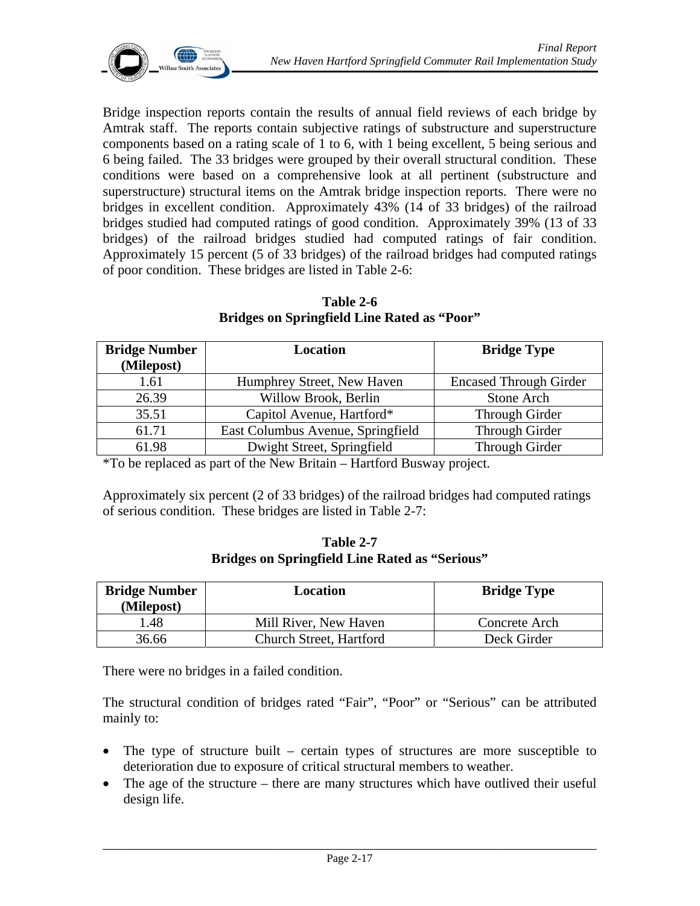Bridge inspection reports contain the results of annual field reviews of each bridge by Amtrak staff. The reports contain subjective ratings of substructure and superstructure components based on a rating scale of 1 to 6, with 1 being excellent, 5 being serious and 6 being failed. The 33 bridges were grouped by their overall structural condition. These conditions were based on a comprehensive look at all pertinent (substructure and superstructure) structural items on the Amtrak bridge inspection reports. There were no bridges in excellent condition. Approximately 43% (14 of 33 bridges) of the railroad bridges studied had computed ratings of good condition. Approximately 39% (13 of 33 bridges) of the railroad bridges studied had computed ratings of fair condition. Approximately 15 percent (5 of 33 bridges) of the railroad bridges had computed ratings of poor condition. These bridges are listed in Table 2-6:

**Table 2-6**
**Bridges on Springfield Line Rated as "Poor"**

| Bridge Number (Milepost) | Location | Bridge Type |
|---|---|---|
| 1.61 | Humphrey Street, New Haven | Encased Through Girder |
| 26.39 | Willow Brook, Berlin | Stone Arch |
| 35.51 | Capitol Avenue, Hartford* | Through Girder |
| 61.71 | East Columbus Avenue, Springfield | Through Girder |
| 61.98 | Dwight Street, Springfield | Through Girder |

*To be replaced as part of the New Britain – Hartford Busway project.

Approximately six percent (2 of 33 bridges) of the railroad bridges had computed ratings of serious condition. These bridges are listed in Table 2-7:

**Table 2-7**
**Bridges on Springfield Line Rated as "Serious"**

| Bridge Number (Milepost) | Location | Bridge Type |
|---|---|---|
| 1.48 | Mill River, New Haven | Concrete Arch |
| 36.66 | Church Street, Hartford | Deck Girder |

There were no bridges in a failed condition.

The structural condition of bridges rated "Fair", "Poor" or "Serious" can be attributed mainly to:

- The type of structure built – certain types of structures are more susceptible to deterioration due to exposure of critical structural members to weather.
- The age of the structure – there are many structures which have outlived their useful design life.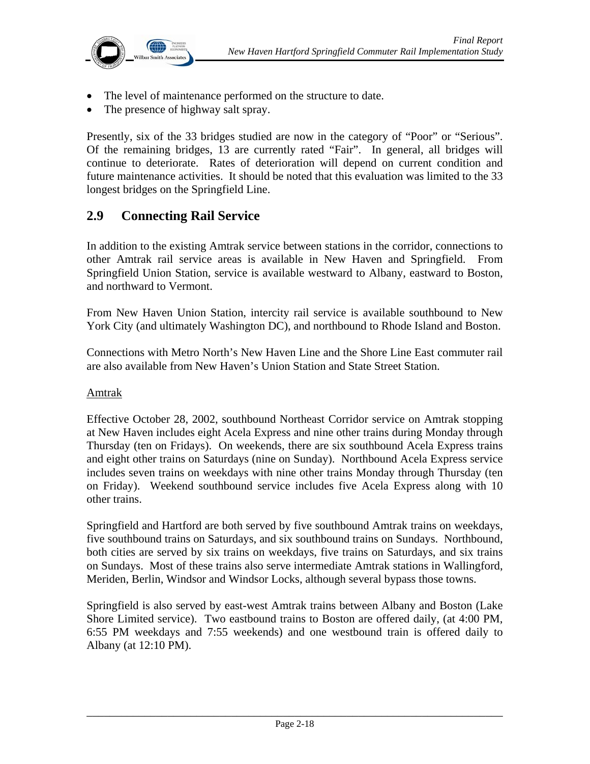- The level of maintenance performed on the structure to date.
- The presence of highway salt spray.

Presently, six of the 33 bridges studied are now in the category of "Poor" or "Serious". Of the remaining bridges, 13 are currently rated "Fair". In general, all bridges will continue to deteriorate. Rates of deterioration will depend on current condition and future maintenance activities. It should be noted that this evaluation was limited to the 33 longest bridges on the Springfield Line.

## 2.9 Connecting Rail Service

In addition to the existing Amtrak service between stations in the corridor, connections to other Amtrak rail service areas is available in New Haven and Springfield. From Springfield Union Station, service is available westward to Albany, eastward to Boston, and northward to Vermont.

From New Haven Union Station, intercity rail service is available southbound to New York City (and ultimately Washington DC), and northbound to Rhode Island and Boston.

Connections with Metro North's New Haven Line and the Shore Line East commuter rail are also available from New Haven's Union Station and State Street Station.

<u>Amtrak</u>

Effective October 28, 2002, southbound Northeast Corridor service on Amtrak stopping at New Haven includes eight Acela Express and nine other trains during Monday through Thursday (ten on Fridays). On weekends, there are six southbound Acela Express trains and eight other trains on Saturdays (nine on Sunday). Northbound Acela Express service includes seven trains on weekdays with nine other trains Monday through Thursday (ten on Friday). Weekend southbound service includes five Acela Express along with 10 other trains.

Springfield and Hartford are both served by five southbound Amtrak trains on weekdays, five southbound trains on Saturdays, and six southbound trains on Sundays. Northbound, both cities are served by six trains on weekdays, five trains on Saturdays, and six trains on Sundays. Most of these trains also serve intermediate Amtrak stations in Wallingford, Meriden, Berlin, Windsor and Windsor Locks, although several bypass those towns.

Springfield is also served by east-west Amtrak trains between Albany and Boston (Lake Shore Limited service). Two eastbound trains to Boston are offered daily, (at 4:00 PM, 6:55 PM weekdays and 7:55 weekends) and one westbound train is offered daily to Albany (at 12:10 PM).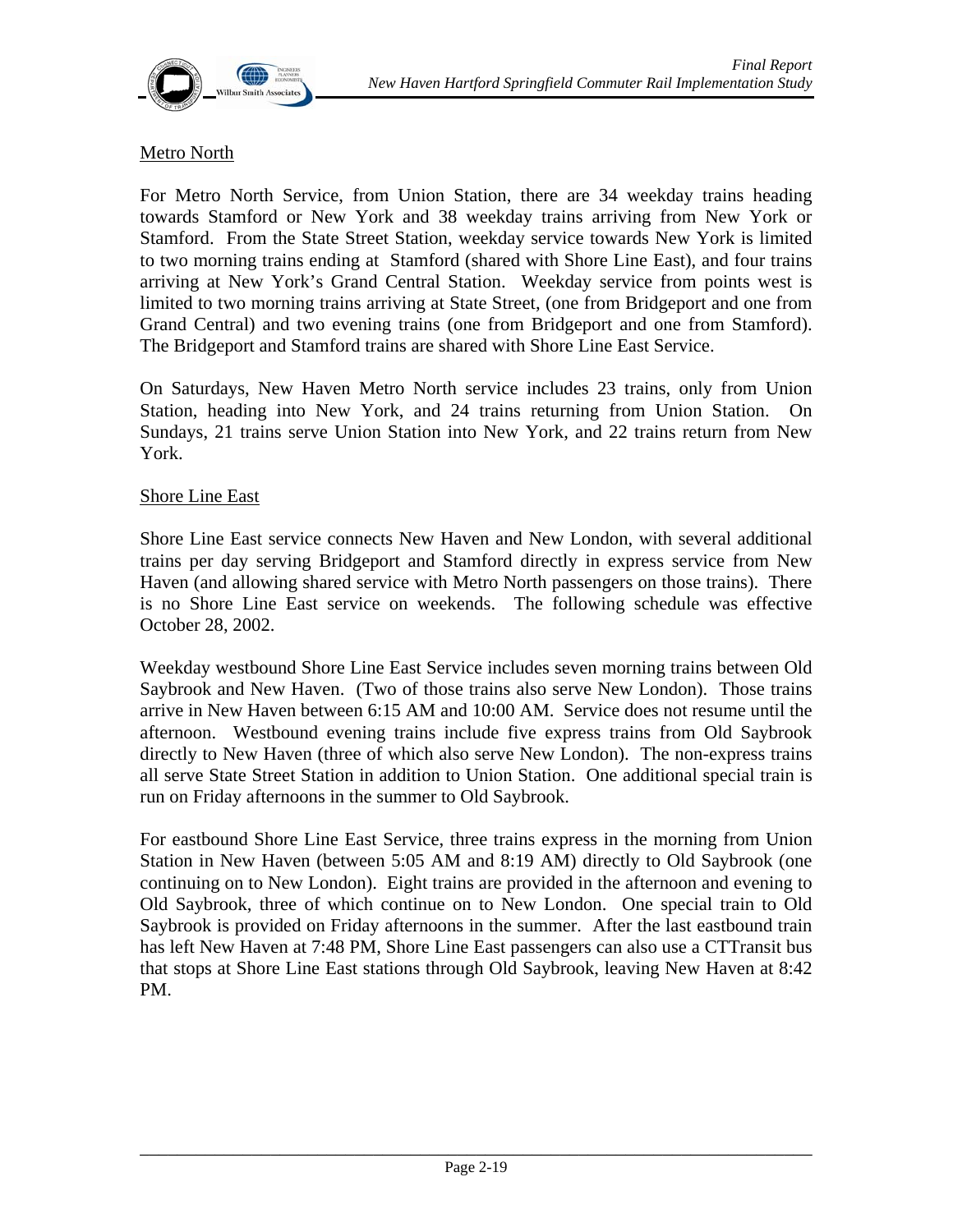Metro North

For Metro North Service, from Union Station, there are 34 weekday trains heading towards Stamford or New York and 38 weekday trains arriving from New York or Stamford. From the State Street Station, weekday service towards New York is limited to two morning trains ending at Stamford (shared with Shore Line East), and four trains arriving at New York's Grand Central Station. Weekday service from points west is limited to two morning trains arriving at State Street, (one from Bridgeport and one from Grand Central) and two evening trains (one from Bridgeport and one from Stamford). The Bridgeport and Stamford trains are shared with Shore Line East Service.

On Saturdays, New Haven Metro North service includes 23 trains, only from Union Station, heading into New York, and 24 trains returning from Union Station. On Sundays, 21 trains serve Union Station into New York, and 22 trains return from New York.

Shore Line East

Shore Line East service connects New Haven and New London, with several additional trains per day serving Bridgeport and Stamford directly in express service from New Haven (and allowing shared service with Metro North passengers on those trains). There is no Shore Line East service on weekends. The following schedule was effective October 28, 2002.

Weekday westbound Shore Line East Service includes seven morning trains between Old Saybrook and New Haven. (Two of those trains also serve New London). Those trains arrive in New Haven between 6:15 AM and 10:00 AM. Service does not resume until the afternoon. Westbound evening trains include five express trains from Old Saybrook directly to New Haven (three of which also serve New London). The non-express trains all serve State Street Station in addition to Union Station. One additional special train is run on Friday afternoons in the summer to Old Saybrook.

For eastbound Shore Line East Service, three trains express in the morning from Union Station in New Haven (between 5:05 AM and 8:19 AM) directly to Old Saybrook (one continuing on to New London). Eight trains are provided in the afternoon and evening to Old Saybrook, three of which continue on to New London. One special train to Old Saybrook is provided on Friday afternoons in the summer. After the last eastbound train has left New Haven at 7:48 PM, Shore Line East passengers can also use a CTTransit bus that stops at Shore Line East stations through Old Saybrook, leaving New Haven at 8:42 PM.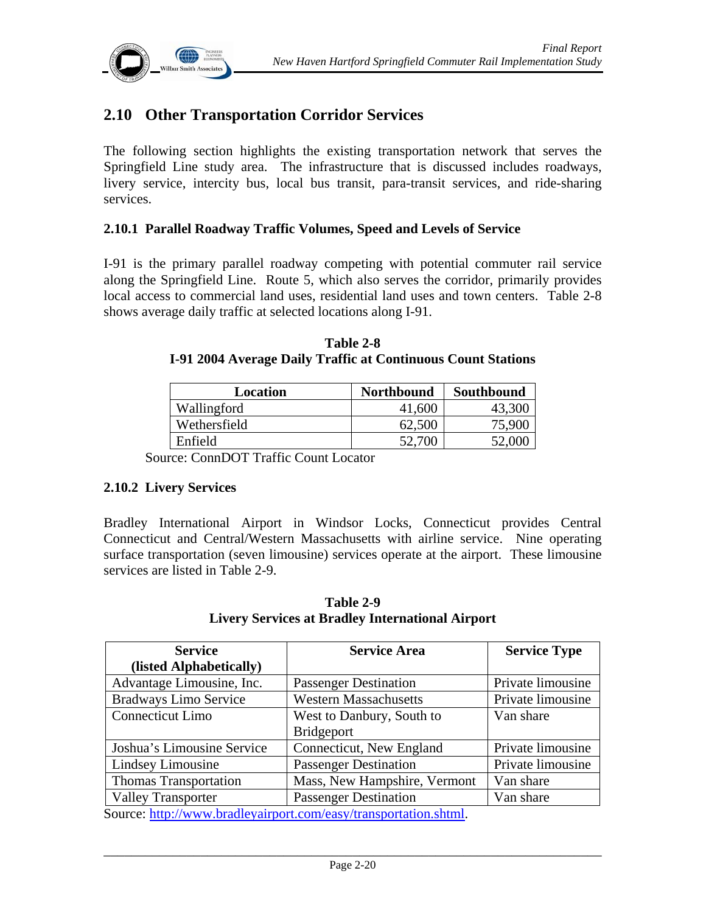## 2.10 Other Transportation Corridor Services

The following section highlights the existing transportation network that serves the Springfield Line study area. The infrastructure that is discussed includes roadways, livery service, intercity bus, local bus transit, para-transit services, and ride-sharing services.

### 2.10.1 Parallel Roadway Traffic Volumes, Speed and Levels of Service

I-91 is the primary parallel roadway competing with potential commuter rail service along the Springfield Line. Route 5, which also serves the corridor, primarily provides local access to commercial land uses, residential land uses and town centers. Table 2-8 shows average daily traffic at selected locations along I-91.

**Table 2-8**
**I-91 2004 Average Daily Traffic at Continuous Count Stations**

| Location | Northbound | Southbound |
|---|---|---|
| Wallingford | 41,600 | 43,300 |
| Wethersfield | 62,500 | 75,900 |
| Enfield | 52,700 | 52,000 |

Source: ConnDOT Traffic Count Locator

### 2.10.2 Livery Services

Bradley International Airport in Windsor Locks, Connecticut provides Central Connecticut and Central/Western Massachusetts with airline service. Nine operating surface transportation (seven limousine) services operate at the airport. These limousine services are listed in Table 2-9.

**Table 2-9**
**Livery Services at Bradley International Airport**

| Service (listed Alphabetically) | Service Area | Service Type |
|---|---|---|
| Advantage Limousine, Inc. | Passenger Destination | Private limousine |
| Bradways Limo Service | Western Massachusetts | Private limousine |
| Connecticut Limo | West to Danbury, South to Bridgeport | Van share |
| Joshua's Limousine Service | Connecticut, New England | Private limousine |
| Lindsey Limousine | Passenger Destination | Private limousine |
| Thomas Transportation | Mass, New Hampshire, Vermont | Van share |
| Valley Transporter | Passenger Destination | Van share |

Source: http://www.bradleyairport.com/easy/transportation.shtml.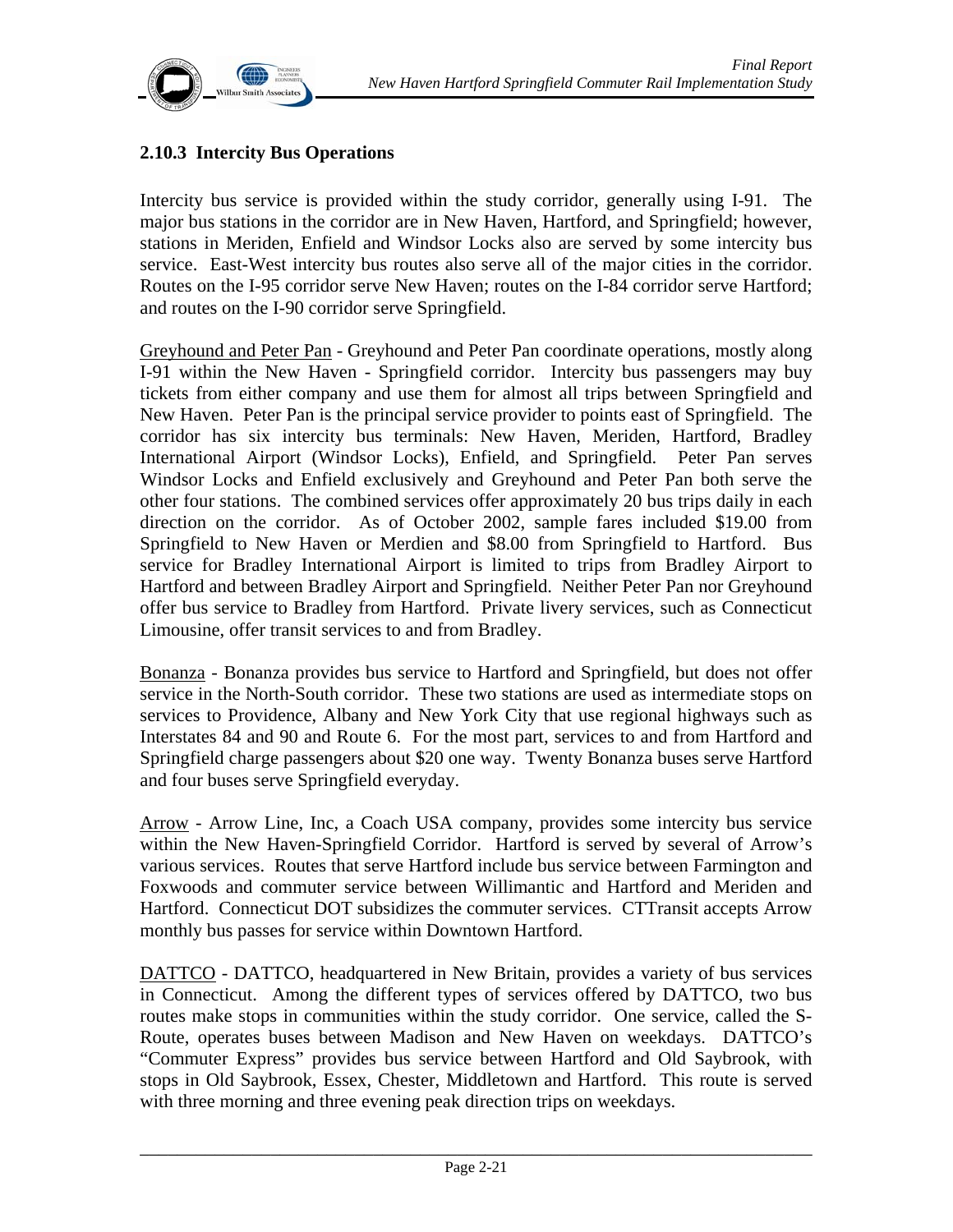### 2.10.3 Intercity Bus Operations

Intercity bus service is provided within the study corridor, generally using I-91. The major bus stations in the corridor are in New Haven, Hartford, and Springfield; however, stations in Meriden, Enfield and Windsor Locks also are served by some intercity bus service. East-West intercity bus routes also serve all of the major cities in the corridor. Routes on the I-95 corridor serve New Haven; routes on the I-84 corridor serve Hartford; and routes on the I-90 corridor serve Springfield.

Greyhound and Peter Pan - Greyhound and Peter Pan coordinate operations, mostly along I-91 within the New Haven - Springfield corridor. Intercity bus passengers may buy tickets from either company and use them for almost all trips between Springfield and New Haven. Peter Pan is the principal service provider to points east of Springfield. The corridor has six intercity bus terminals: New Haven, Meriden, Hartford, Bradley International Airport (Windsor Locks), Enfield, and Springfield. Peter Pan serves Windsor Locks and Enfield exclusively and Greyhound and Peter Pan both serve the other four stations. The combined services offer approximately 20 bus trips daily in each direction on the corridor. As of October 2002, sample fares included $19.00 from Springfield to New Haven or Merdien and $8.00 from Springfield to Hartford. Bus service for Bradley International Airport is limited to trips from Bradley Airport to Hartford and between Bradley Airport and Springfield. Neither Peter Pan nor Greyhound offer bus service to Bradley from Hartford. Private livery services, such as Connecticut Limousine, offer transit services to and from Bradley.

Bonanza - Bonanza provides bus service to Hartford and Springfield, but does not offer service in the North-South corridor. These two stations are used as intermediate stops on services to Providence, Albany and New York City that use regional highways such as Interstates 84 and 90 and Route 6. For the most part, services to and from Hartford and Springfield charge passengers about $20 one way. Twenty Bonanza buses serve Hartford and four buses serve Springfield everyday.

Arrow - Arrow Line, Inc, a Coach USA company, provides some intercity bus service within the New Haven-Springfield Corridor. Hartford is served by several of Arrow's various services. Routes that serve Hartford include bus service between Farmington and Foxwoods and commuter service between Willimantic and Hartford and Meriden and Hartford. Connecticut DOT subsidizes the commuter services. CTTransit accepts Arrow monthly bus passes for service within Downtown Hartford.

DATTCO - DATTCO, headquartered in New Britain, provides a variety of bus services in Connecticut. Among the different types of services offered by DATTCO, two bus routes make stops in communities within the study corridor. One service, called the S-Route, operates buses between Madison and New Haven on weekdays. DATTCO's "Commuter Express" provides bus service between Hartford and Old Saybrook, with stops in Old Saybrook, Essex, Chester, Middletown and Hartford. This route is served with three morning and three evening peak direction trips on weekdays.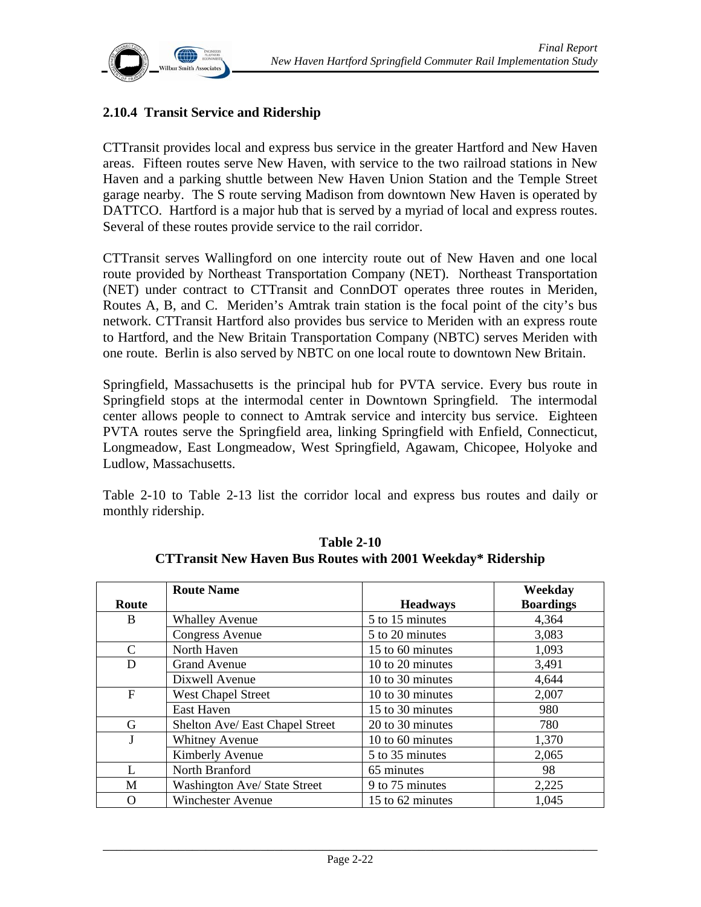### 2.10.4 Transit Service and Ridership

CTTransit provides local and express bus service in the greater Hartford and New Haven areas. Fifteen routes serve New Haven, with service to the two railroad stations in New Haven and a parking shuttle between New Haven Union Station and the Temple Street garage nearby. The S route serving Madison from downtown New Haven is operated by DATTCO. Hartford is a major hub that is served by a myriad of local and express routes. Several of these routes provide service to the rail corridor.

CTTransit serves Wallingford on one intercity route out of New Haven and one local route provided by Northeast Transportation Company (NET). Northeast Transportation (NET) under contract to CTTransit and ConnDOT operates three routes in Meriden, Routes A, B, and C. Meriden's Amtrak train station is the focal point of the city's bus network. CTTransit Hartford also provides bus service to Meriden with an express route to Hartford, and the New Britain Transportation Company (NBTC) serves Meriden with one route. Berlin is also served by NBTC on one local route to downtown New Britain.

Springfield, Massachusetts is the principal hub for PVTA service. Every bus route in Springfield stops at the intermodal center in Downtown Springfield. The intermodal center allows people to connect to Amtrak service and intercity bus service. Eighteen PVTA routes serve the Springfield area, linking Springfield with Enfield, Connecticut, Longmeadow, East Longmeadow, West Springfield, Agawam, Chicopee, Holyoke and Ludlow, Massachusetts.

Table 2-10 to Table 2-13 list the corridor local and express bus routes and daily or monthly ridership.

**Table 2-10**
**CTTransit New Haven Bus Routes with 2001 Weekday* Ridership**

| Route | Route Name | Headways | Weekday Boardings |
|---|---|---|---|
| B | Whalley Avenue | 5 to 15 minutes | 4,364 |
| | Congress Avenue | 5 to 20 minutes | 3,083 |
| C | North Haven | 15 to 60 minutes | 1,093 |
| D | Grand Avenue | 10 to 20 minutes | 3,491 |
| | Dixwell Avenue | 10 to 30 minutes | 4,644 |
| F | West Chapel Street | 10 to 30 minutes | 2,007 |
| | East Haven | 15 to 30 minutes | 980 |
| G | Shelton Ave/ East Chapel Street | 20 to 30 minutes | 780 |
| J | Whitney Avenue | 10 to 60 minutes | 1,370 |
| | Kimberly Avenue | 5 to 35 minutes | 2,065 |
| L | North Branford | 65 minutes | 98 |
| M | Washington Ave/ State Street | 9 to 75 minutes | 2,225 |
| O | Winchester Avenue | 15 to 62 minutes | 1,045 |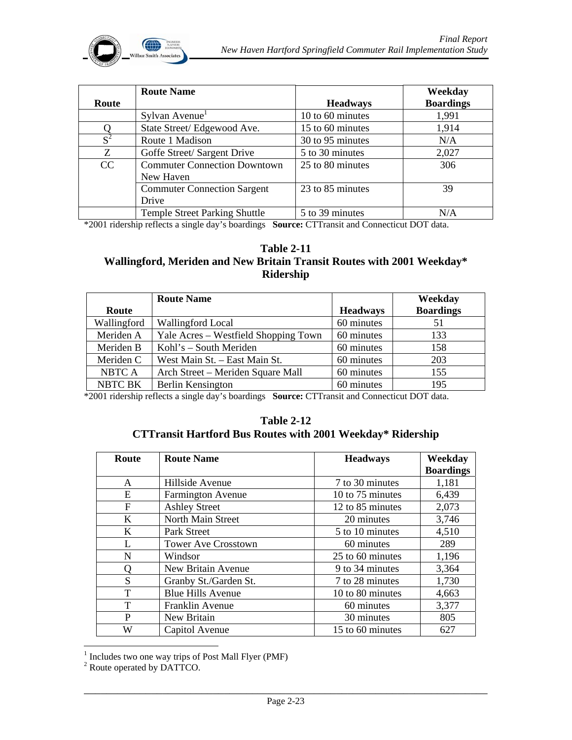| Route | Route Name | Headways | Weekday Boardings |
|---|---|---|---|
| | Sylvan Avenue[1] | 10 to 60 minutes | 1,991 |
| Q | State Street/ Edgewood Ave. | 15 to 60 minutes | 1,914 |
| S[2] | Route 1 Madison | 30 to 95 minutes | N/A |
| Z | Goffe Street/ Sargent Drive | 5 to 30 minutes | 2,027 |
| CC | Commuter Connection Downtown New Haven | 25 to 80 minutes | 306 |
| | Commuter Connection Sargent Drive | 23 to 85 minutes | 39 |
| | Temple Street Parking Shuttle | 5 to 39 minutes | N/A |

*2001 ridership reflects a single day's boardings **Source:** CTTransit and Connecticut DOT data.

**Table 2-11**
**Wallingford, Meriden and New Britain Transit Routes with 2001 Weekday* Ridership**

| Route | Route Name | Headways | Weekday Boardings |
|---|---|---|---|
| Wallingford | Wallingford Local | 60 minutes | 51 |
| Meriden A | Yale Acres – Westfield Shopping Town | 60 minutes | 133 |
| Meriden B | Kohl's – South Meriden | 60 minutes | 158 |
| Meriden C | West Main St. – East Main St. | 60 minutes | 203 |
| NBTC A | Arch Street – Meriden Square Mall | 60 minutes | 155 |
| NBTC BK | Berlin Kensington | 60 minutes | 195 |

*2001 ridership reflects a single day's boardings **Source:** CTTransit and Connecticut DOT data.

**Table 2-12**
**CTTransit Hartford Bus Routes with 2001 Weekday* Ridership**

| Route | Route Name | Headways | Weekday Boardings |
|---|---|---|---|
| A | Hillside Avenue | 7 to 30 minutes | 1,181 |
| E | Farmington Avenue | 10 to 75 minutes | 6,439 |
| F | Ashley Street | 12 to 85 minutes | 2,073 |
| K | North Main Street | 20 minutes | 3,746 |
| K | Park Street | 5 to 10 minutes | 4,510 |
| L | Tower Ave Crosstown | 60 minutes | 289 |
| N | Windsor | 25 to 60 minutes | 1,196 |
| Q | New Britain Avenue | 9 to 34 minutes | 3,364 |
| S | Granby St./Garden St. | 7 to 28 minutes | 1,730 |
| T | Blue Hills Avenue | 10 to 80 minutes | 4,663 |
| T | Franklin Avenue | 60 minutes | 3,377 |
| P | New Britain | 30 minutes | 805 |
| W | Capitol Avenue | 15 to 60 minutes | 627 |

[1] Includes two one way trips of Post Mall Flyer (PMF)

[2] Route operated by DATTCO.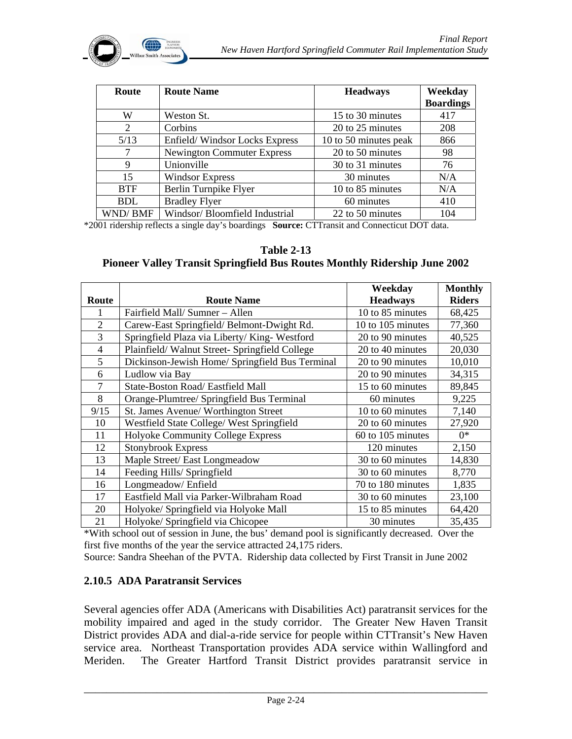| Route | Route Name | Headways | Weekday Boardings |
|---|---|---|---|
| W | Weston St. | 15 to 30 minutes | 417 |
| 2 | Corbins | 20 to 25 minutes | 208 |
| 5/13 | Enfield/ Windsor Locks Express | 10 to 50 minutes peak | 866 |
| 7 | Newington Commuter Express | 20 to 50 minutes | 98 |
| 9 | Unionville | 30 to 31 minutes | 76 |
| 15 | Windsor Express | 30 minutes | N/A |
| BTF | Berlin Turnpike Flyer | 10 to 85 minutes | N/A |
| BDL | Bradley Flyer | 60 minutes | 410 |
| WND/ BMF | Windsor/ Bloomfield Industrial | 22 to 50 minutes | 104 |

*2001 ridership reflects a single day's boardings **Source:** CTTransit and Connecticut DOT data.

**Table 2-13**
**Pioneer Valley Transit Springfield Bus Routes Monthly Ridership June 2002**

| Route | Route Name | Weekday Headways | Monthly Riders |
|---|---|---|---|
| 1 | Fairfield Mall/ Sumner – Allen | 10 to 85 minutes | 68,425 |
| 2 | Carew-East Springfield/ Belmont-Dwight Rd. | 10 to 105 minutes | 77,360 |
| 3 | Springfield Plaza via Liberty/ King- Westford | 20 to 90 minutes | 40,525 |
| 4 | Plainfield/ Walnut Street- Springfield College | 20 to 40 minutes | 20,030 |
| 5 | Dickinson-Jewish Home/ Springfield Bus Terminal | 20 to 90 minutes | 10,010 |
| 6 | Ludlow via Bay | 20 to 90 minutes | 34,315 |
| 7 | State-Boston Road/ Eastfield Mall | 15 to 60 minutes | 89,845 |
| 8 | Orange-Plumtree/ Springfield Bus Terminal | 60 minutes | 9,225 |
| 9/15 | St. James Avenue/ Worthington Street | 10 to 60 minutes | 7,140 |
| 10 | Westfield State College/ West Springfield | 20 to 60 minutes | 27,920 |
| 11 | Holyoke Community College Express | 60 to 105 minutes | 0* |
| 12 | Stonybrook Express | 120 minutes | 2,150 |
| 13 | Maple Street/ East Longmeadow | 30 to 60 minutes | 14,830 |
| 14 | Feeding Hills/ Springfield | 30 to 60 minutes | 8,770 |
| 16 | Longmeadow/ Enfield | 70 to 180 minutes | 1,835 |
| 17 | Eastfield Mall via Parker-Wilbraham Road | 30 to 60 minutes | 23,100 |
| 20 | Holyoke/ Springfield via Holyoke Mall | 15 to 85 minutes | 64,420 |
| 21 | Holyoke/ Springfield via Chicopee | 30 minutes | 35,435 |

*With school out of session in June, the bus' demand pool is significantly decreased. Over the first five months of the year the service attracted 24,175 riders.

Source: Sandra Sheehan of the PVTA. Ridership data collected by First Transit in June 2002

### 2.10.5 ADA Paratransit Services

Several agencies offer ADA (Americans with Disabilities Act) paratransit services for the mobility impaired and aged in the study corridor. The Greater New Haven Transit District provides ADA and dial-a-ride service for people within CTTransit's New Haven service area. Northeast Transportation provides ADA service within Wallingford and Meriden. The Greater Hartford Transit District provides paratransit service in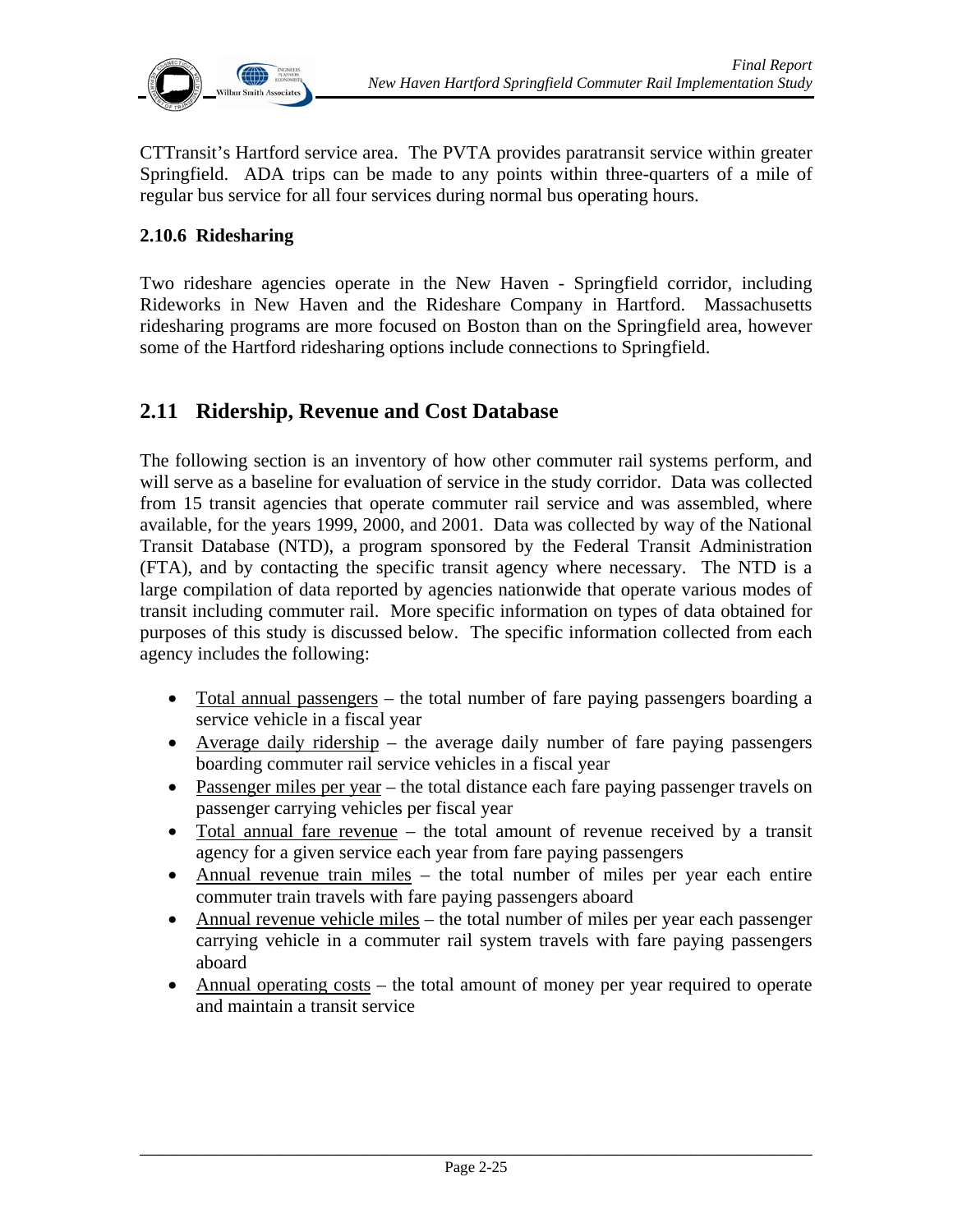CTTransit's Hartford service area. The PVTA provides paratransit service within greater Springfield. ADA trips can be made to any points within three-quarters of a mile of regular bus service for all four services during normal bus operating hours.

### 2.10.6 Ridesharing

Two rideshare agencies operate in the New Haven - Springfield corridor, including Rideworks in New Haven and the Rideshare Company in Hartford. Massachusetts ridesharing programs are more focused on Boston than on the Springfield area, however some of the Hartford ridesharing options include connections to Springfield.

## 2.11 Ridership, Revenue and Cost Database

The following section is an inventory of how other commuter rail systems perform, and will serve as a baseline for evaluation of service in the study corridor. Data was collected from 15 transit agencies that operate commuter rail service and was assembled, where available, for the years 1999, 2000, and 2001. Data was collected by way of the National Transit Database (NTD), a program sponsored by the Federal Transit Administration (FTA), and by contacting the specific transit agency where necessary. The NTD is a large compilation of data reported by agencies nationwide that operate various modes of transit including commuter rail. More specific information on types of data obtained for purposes of this study is discussed below. The specific information collected from each agency includes the following:

- Total annual passengers – the total number of fare paying passengers boarding a service vehicle in a fiscal year
- Average daily ridership – the average daily number of fare paying passengers boarding commuter rail service vehicles in a fiscal year
- Passenger miles per year – the total distance each fare paying passenger travels on passenger carrying vehicles per fiscal year
- Total annual fare revenue – the total amount of revenue received by a transit agency for a given service each year from fare paying passengers
- Annual revenue train miles – the total number of miles per year each entire commuter train travels with fare paying passengers aboard
- Annual revenue vehicle miles – the total number of miles per year each passenger carrying vehicle in a commuter rail system travels with fare paying passengers aboard
- Annual operating costs – the total amount of money per year required to operate and maintain a transit service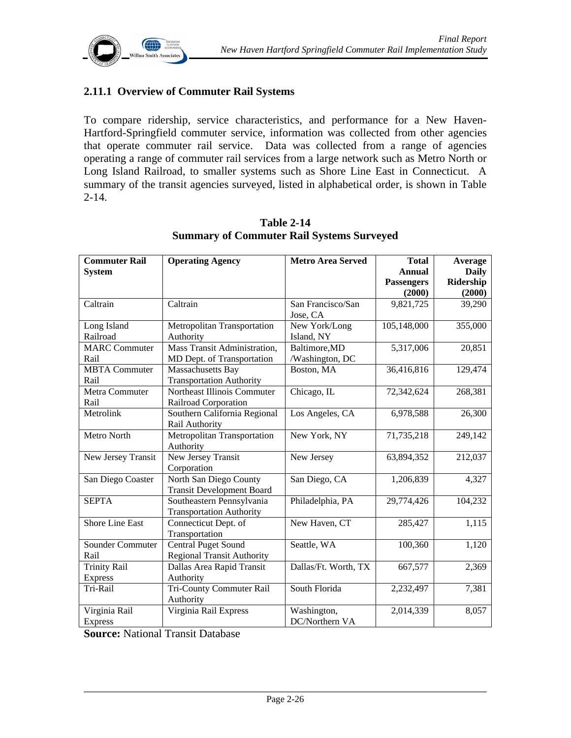### 2.11.1 Overview of Commuter Rail Systems

To compare ridership, service characteristics, and performance for a New Haven-Hartford-Springfield commuter service, information was collected from other agencies that operate commuter rail service. Data was collected from a range of agencies operating a range of commuter rail services from a large network such as Metro North or Long Island Railroad, to smaller systems such as Shore Line East in Connecticut. A summary of the transit agencies surveyed, listed in alphabetical order, is shown in Table 2-14.

**Table 2-14**
**Summary of Commuter Rail Systems Surveyed**

| Commuter Rail System | Operating Agency | Metro Area Served | Total Annual Passengers (2000) | Average Daily Ridership (2000) |
|---|---|---|---|---|
| Caltrain | Caltrain | San Francisco/San Jose, CA | 9,821,725 | 39,290 |
| Long Island Railroad | Metropolitan Transportation Authority | New York/Long Island, NY | 105,148,000 | 355,000 |
| MARC Commuter Rail | Mass Transit Administration, MD Dept. of Transportation | Baltimore,MD /Washington, DC | 5,317,006 | 20,851 |
| MBTA Commuter Rail | Massachusetts Bay Transportation Authority | Boston, MA | 36,416,816 | 129,474 |
| Metra Commuter Rail | Northeast Illinois Commuter Railroad Corporation | Chicago, IL | 72,342,624 | 268,381 |
| Metrolink | Southern California Regional Rail Authority | Los Angeles, CA | 6,978,588 | 26,300 |
| Metro North | Metropolitan Transportation Authority | New York, NY | 71,735,218 | 249,142 |
| New Jersey Transit | New Jersey Transit Corporation | New Jersey | 63,894,352 | 212,037 |
| San Diego Coaster | North San Diego County Transit Development Board | San Diego, CA | 1,206,839 | 4,327 |
| SEPTA | Southeastern Pennsylvania Transportation Authority | Philadelphia, PA | 29,774,426 | 104,232 |
| Shore Line East | Connecticut Dept. of Transportation | New Haven, CT | 285,427 | 1,115 |
| Sounder Commuter Rail | Central Puget Sound Regional Transit Authority | Seattle, WA | 100,360 | 1,120 |
| Trinity Rail Express | Dallas Area Rapid Transit Authority | Dallas/Ft. Worth, TX | 667,577 | 2,369 |
| Tri-Rail | Tri-County Commuter Rail Authority | South Florida | 2,232,497 | 7,381 |
| Virginia Rail Express | Virginia Rail Express | Washington, DC/Northern VA | 2,014,339 | 8,057 |

**Source:** National Transit Database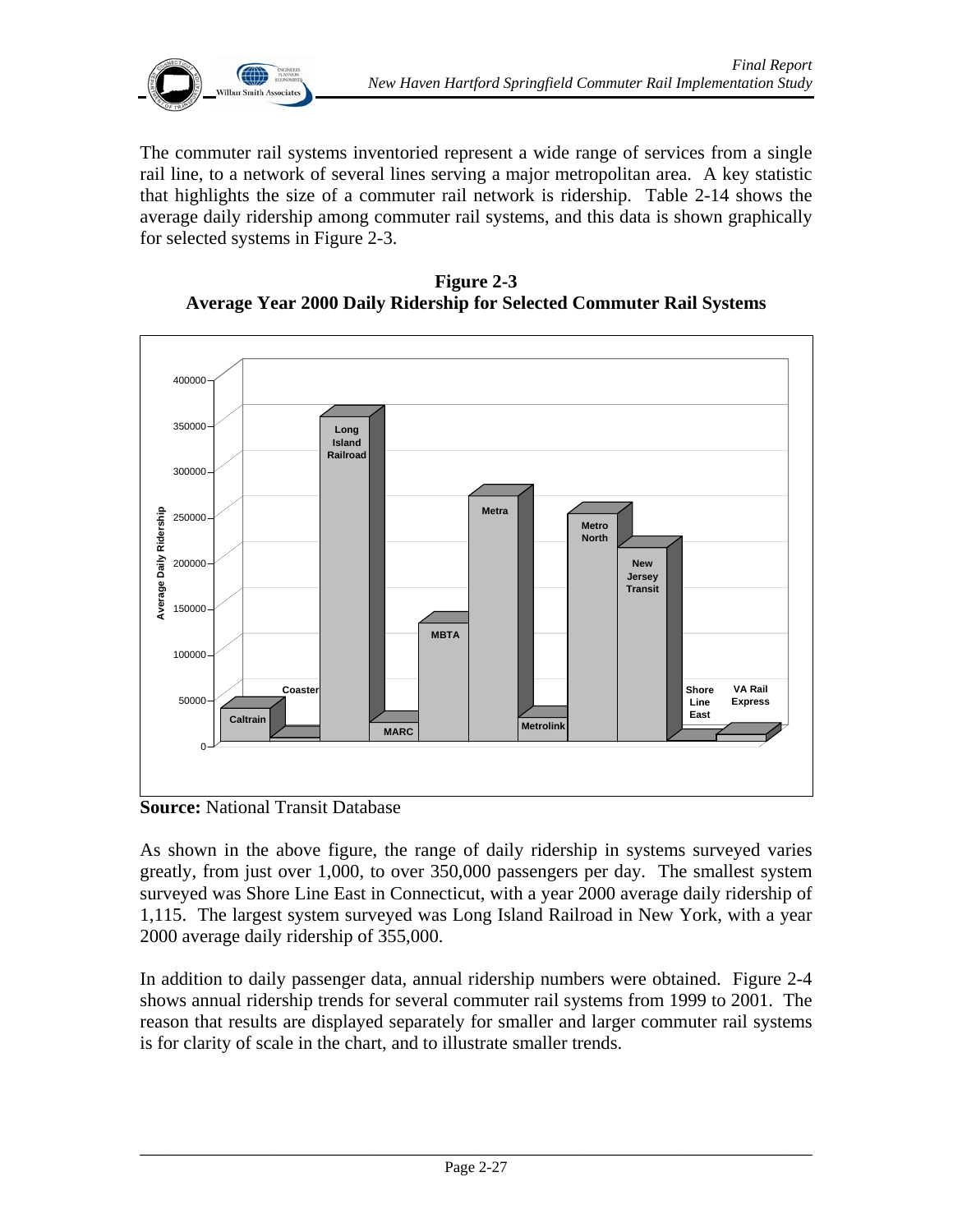The commuter rail systems inventoried represent a wide range of services from a single rail line, to a network of several lines serving a major metropolitan area. A key statistic that highlights the size of a commuter rail network is ridership. Table 2-14 shows the average daily ridership among commuter rail systems, and this data is shown graphically for selected systems in Figure 2-3.

**Figure 2-3**
**Average Year 2000 Daily Ridership for Selected Commuter Rail Systems**

**Source:** National Transit Database

As shown in the above figure, the range of daily ridership in systems surveyed varies greatly, from just over 1,000, to over 350,000 passengers per day. The smallest system surveyed was Shore Line East in Connecticut, with a year 2000 average daily ridership of 1,115. The largest system surveyed was Long Island Railroad in New York, with a year 2000 average daily ridership of 355,000.

In addition to daily passenger data, annual ridership numbers were obtained. Figure 2-4 shows annual ridership trends for several commuter rail systems from 1999 to 2001. The reason that results are displayed separately for smaller and larger commuter rail systems is for clarity of scale in the chart, and to illustrate smaller trends.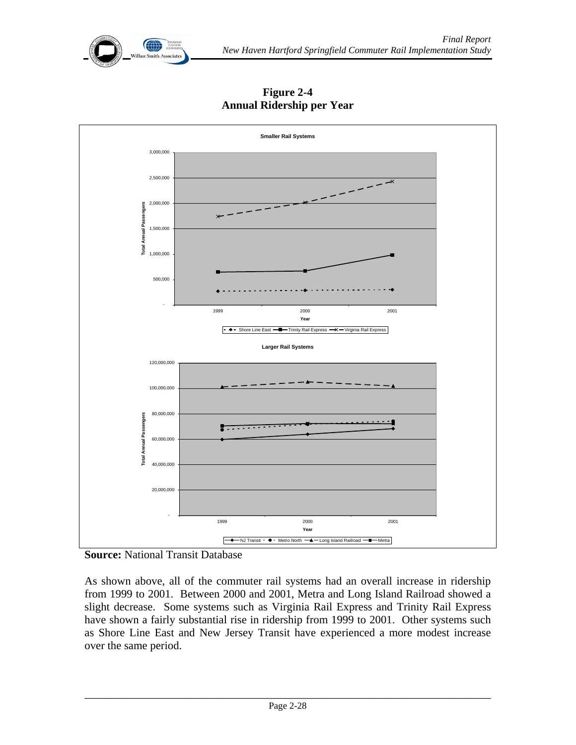**Figure 2-4**
**Annual Ridership per Year**

**Smaller Rail Systems**

Total Annual Passengers: -, 500,000, 1,000,000, 1,500,000, 2,000,000, 2,500,000, 3,000,000

Year: 1999, 2000, 2001

Shore Line East — Trinity Rail Express — Virginia Rail Express

**Larger Rail Systems**

Total Annual Passengers: -, 20,000,000, 40,000,000, 60,000,000, 80,000,000, 100,000,000, 120,000,000

Year: 1999, 2000, 2001

NJ Transit — Metro North — Long Island Railroad — Metra

**Source:** National Transit Database

As shown above, all of the commuter rail systems had an overall increase in ridership from 1999 to 2001. Between 2000 and 2001, Metra and Long Island Railroad showed a slight decrease. Some systems such as Virginia Rail Express and Trinity Rail Express have shown a fairly substantial rise in ridership from 1999 to 2001. Other systems such as Shore Line East and New Jersey Transit have experienced a more modest increase over the same period.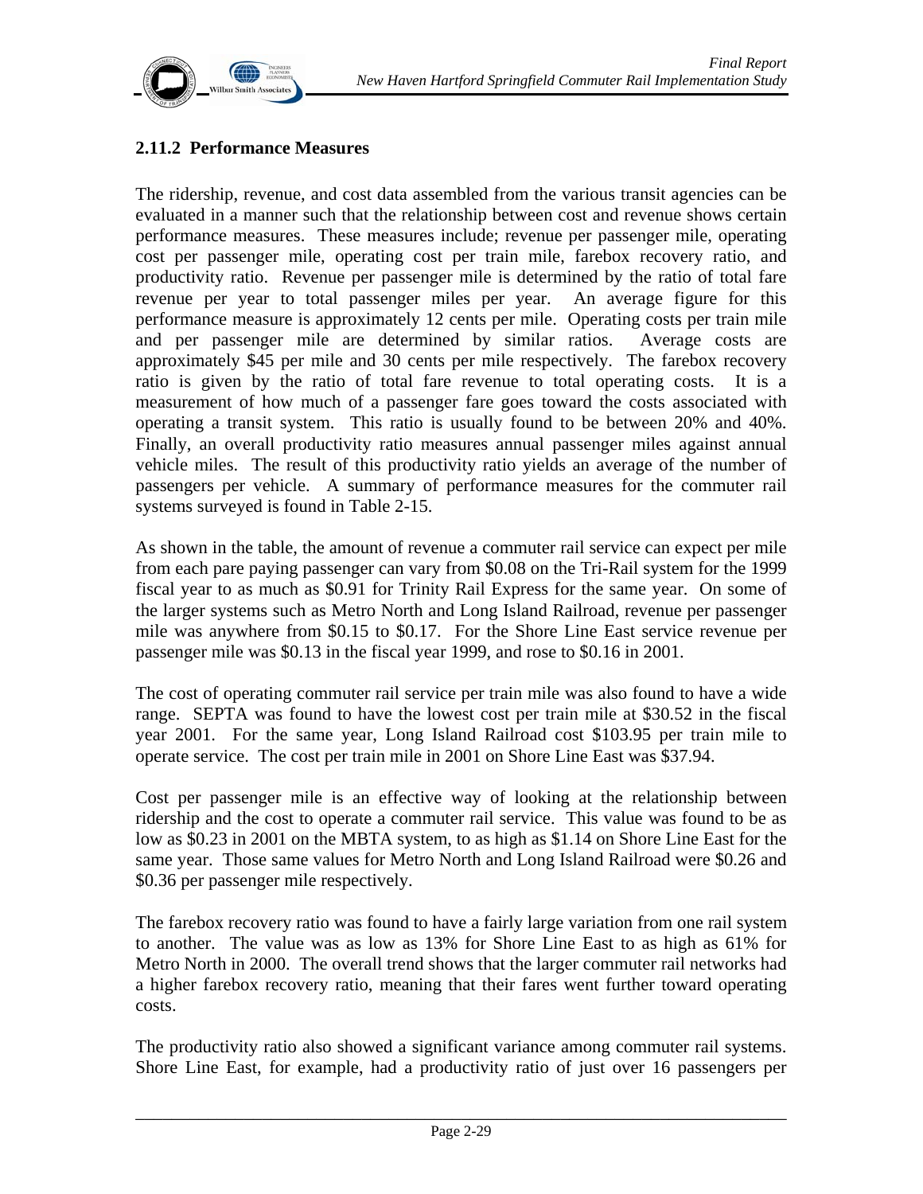### 2.11.2 Performance Measures

The ridership, revenue, and cost data assembled from the various transit agencies can be evaluated in a manner such that the relationship between cost and revenue shows certain performance measures. These measures include; revenue per passenger mile, operating cost per passenger mile, operating cost per train mile, farebox recovery ratio, and productivity ratio. Revenue per passenger mile is determined by the ratio of total fare revenue per year to total passenger miles per year. An average figure for this performance measure is approximately 12 cents per mile. Operating costs per train mile and per passenger mile are determined by similar ratios. Average costs are approximately $45 per mile and 30 cents per mile respectively. The farebox recovery ratio is given by the ratio of total fare revenue to total operating costs. It is a measurement of how much of a passenger fare goes toward the costs associated with operating a transit system. This ratio is usually found to be between 20% and 40%. Finally, an overall productivity ratio measures annual passenger miles against annual vehicle miles. The result of this productivity ratio yields an average of the number of passengers per vehicle. A summary of performance measures for the commuter rail systems surveyed is found in Table 2-15.

As shown in the table, the amount of revenue a commuter rail service can expect per mile from each pare paying passenger can vary from $0.08 on the Tri-Rail system for the 1999 fiscal year to as much as $0.91 for Trinity Rail Express for the same year. On some of the larger systems such as Metro North and Long Island Railroad, revenue per passenger mile was anywhere from $0.15 to $0.17. For the Shore Line East service revenue per passenger mile was $0.13 in the fiscal year 1999, and rose to $0.16 in 2001.

The cost of operating commuter rail service per train mile was also found to have a wide range. SEPTA was found to have the lowest cost per train mile at $30.52 in the fiscal year 2001. For the same year, Long Island Railroad cost $103.95 per train mile to operate service. The cost per train mile in 2001 on Shore Line East was $37.94.

Cost per passenger mile is an effective way of looking at the relationship between ridership and the cost to operate a commuter rail service. This value was found to be as low as $0.23 in 2001 on the MBTA system, to as high as $1.14 on Shore Line East for the same year. Those same values for Metro North and Long Island Railroad were $0.26 and $0.36 per passenger mile respectively.

The farebox recovery ratio was found to have a fairly large variation from one rail system to another. The value was as low as 13% for Shore Line East to as high as 61% for Metro North in 2000. The overall trend shows that the larger commuter rail networks had a higher farebox recovery ratio, meaning that their fares went further toward operating costs.

The productivity ratio also showed a significant variance among commuter rail systems. Shore Line East, for example, had a productivity ratio of just over 16 passengers per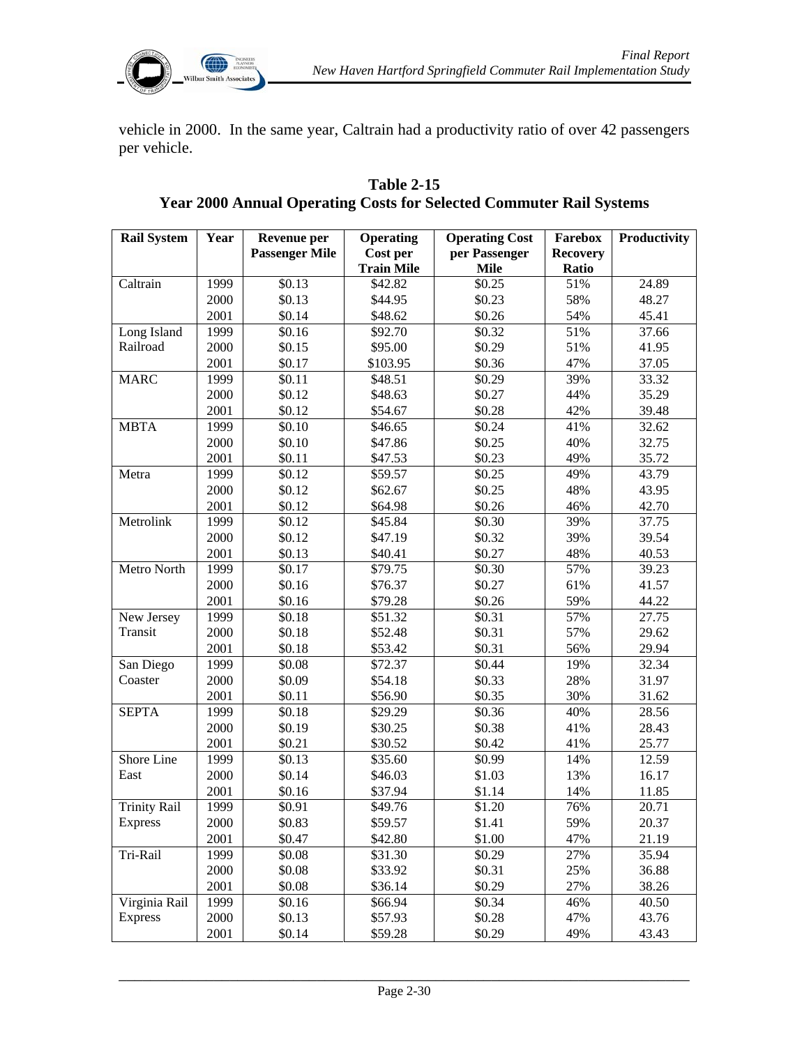vehicle in 2000. In the same year, Caltrain had a productivity ratio of over 42 passengers per vehicle.

**Table 2-15**
**Year 2000 Annual Operating Costs for Selected Commuter Rail Systems**

| Rail System | Year | Revenue per Passenger Mile | Operating Cost per Train Mile | Operating Cost per Passenger Mile | Farebox Recovery Ratio | Productivity |
|---|---|---|---|---|---|---|
| Caltrain | 1999 | $0.13 | $42.82 | $0.25 | 51% | 24.89 |
| | 2000 | $0.13 | $44.95 | $0.23 | 58% | 48.27 |
| | 2001 | $0.14 | $48.62 | $0.26 | 54% | 45.41 |
| Long Island Railroad | 1999 | $0.16 | $92.70 | $0.32 | 51% | 37.66 |
| | 2000 | $0.15 | $95.00 | $0.29 | 51% | 41.95 |
| | 2001 | $0.17 | $103.95 | $0.36 | 47% | 37.05 |
| MARC | 1999 | $0.11 | $48.51 | $0.29 | 39% | 33.32 |
| | 2000 | $0.12 | $48.63 | $0.27 | 44% | 35.29 |
| | 2001 | $0.12 | $54.67 | $0.28 | 42% | 39.48 |
| MBTA | 1999 | $0.10 | $46.65 | $0.24 | 41% | 32.62 |
| | 2000 | $0.10 | $47.86 | $0.25 | 40% | 32.75 |
| | 2001 | $0.11 | $47.53 | $0.23 | 49% | 35.72 |
| Metra | 1999 | $0.12 | $59.57 | $0.25 | 49% | 43.79 |
| | 2000 | $0.12 | $62.67 | $0.25 | 48% | 43.95 |
| | 2001 | $0.12 | $64.98 | $0.26 | 46% | 42.70 |
| Metrolink | 1999 | $0.12 | $45.84 | $0.30 | 39% | 37.75 |
| | 2000 | $0.12 | $47.19 | $0.32 | 39% | 39.54 |
| | 2001 | $0.13 | $40.41 | $0.27 | 48% | 40.53 |
| Metro North | 1999 | $0.17 | $79.75 | $0.30 | 57% | 39.23 |
| | 2000 | $0.16 | $76.37 | $0.27 | 61% | 41.57 |
| | 2001 | $0.16 | $79.28 | $0.26 | 59% | 44.22 |
| New Jersey Transit | 1999 | $0.18 | $51.32 | $0.31 | 57% | 27.75 |
| | 2000 | $0.18 | $52.48 | $0.31 | 57% | 29.62 |
| | 2001 | $0.18 | $53.42 | $0.31 | 56% | 29.94 |
| San Diego Coaster | 1999 | $0.08 | $72.37 | $0.44 | 19% | 32.34 |
| | 2000 | $0.09 | $54.18 | $0.33 | 28% | 31.97 |
| | 2001 | $0.11 | $56.90 | $0.35 | 30% | 31.62 |
| SEPTA | 1999 | $0.18 | $29.29 | $0.36 | 40% | 28.56 |
| | 2000 | $0.19 | $30.25 | $0.38 | 41% | 28.43 |
| | 2001 | $0.21 | $30.52 | $0.42 | 41% | 25.77 |
| Shore Line East | 1999 | $0.13 | $35.60 | $0.99 | 14% | 12.59 |
| | 2000 | $0.14 | $46.03 | $1.03 | 13% | 16.17 |
| | 2001 | $0.16 | $37.94 | $1.14 | 14% | 11.85 |
| Trinity Rail Express | 1999 | $0.91 | $49.76 | $1.20 | 76% | 20.71 |
| | 2000 | $0.83 | $59.57 | $1.41 | 59% | 20.37 |
| | 2001 | $0.47 | $42.80 | $1.00 | 47% | 21.19 |
| Tri-Rail | 1999 | $0.08 | $31.30 | $0.29 | 27% | 35.94 |
| | 2000 | $0.08 | $33.92 | $0.31 | 25% | 36.88 |
| | 2001 | $0.08 | $36.14 | $0.29 | 27% | 38.26 |
| Virginia Rail Express | 1999 | $0.16 | $66.94 | $0.34 | 46% | 40.50 |
| | 2000 | $0.13 | $57.93 | $0.28 | 47% | 43.76 |
| | 2001 | $0.14 | $59.28 | $0.29 | 49% | 43.43 |